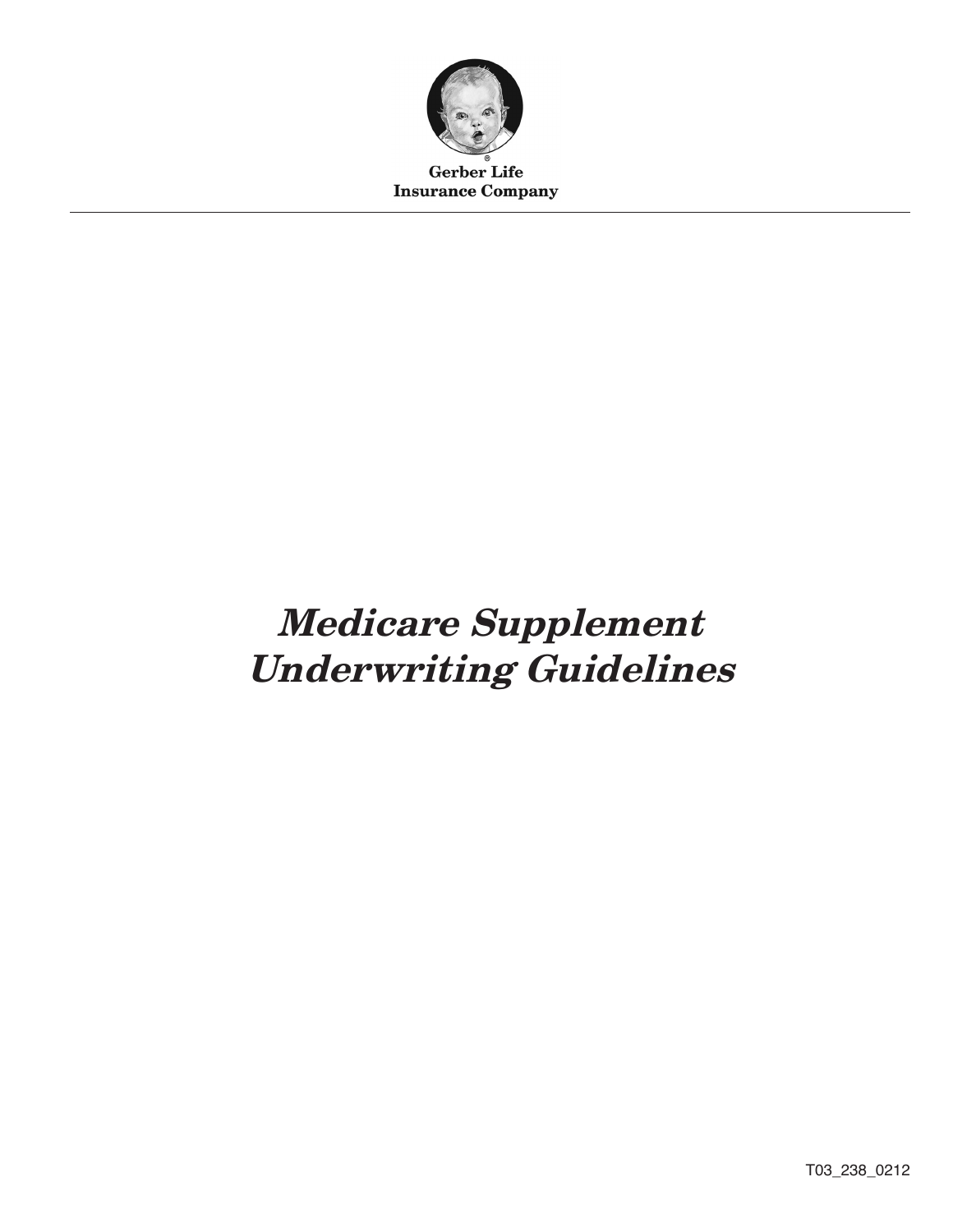Gerber Life
Insurance Company

# *Medicare Supplement Underwriting Guidelines*

T03_238_0212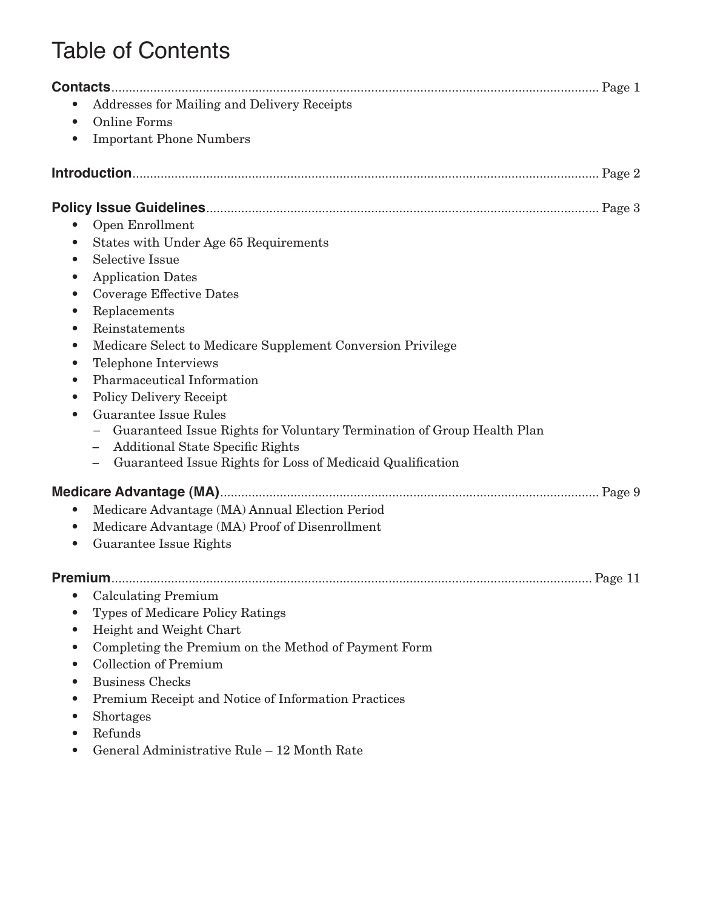# Table of Contents

**Contacts** ........................................................................ Page 1

- Addresses for Mailing and Delivery Receipts
- Online Forms
- Important Phone Numbers

**Introduction** ........................................................................ Page 2

**Policy Issue Guidelines** ........................................................................ Page 3

- Open Enrollment
- States with Under Age 65 Requirements
- Selective Issue
- Application Dates
- Coverage Effective Dates
- Replacements
- Reinstatements
- Medicare Select to Medicare Supplement Conversion Privilege
- Telephone Interviews
- Pharmaceutical Information
- Policy Delivery Receipt
- Guarantee Issue Rules
  - Guaranteed Issue Rights for Voluntary Termination of Group Health Plan
  - Additional State Specific Rights
  - Guaranteed Issue Rights for Loss of Medicaid Qualification

**Medicare Advantage (MA)** ........................................................................ Page 9

- Medicare Advantage (MA) Annual Election Period
- Medicare Advantage (MA) Proof of Disenrollment
- Guarantee Issue Rights

**Premium** ........................................................................ Page 11

- Calculating Premium
- Types of Medicare Policy Ratings
- Height and Weight Chart
- Completing the Premium on the Method of Payment Form
- Collection of Premium
- Business Checks
- Premium Receipt and Notice of Information Practices
- Shortages
- Refunds
- General Administrative Rule – 12 Month Rate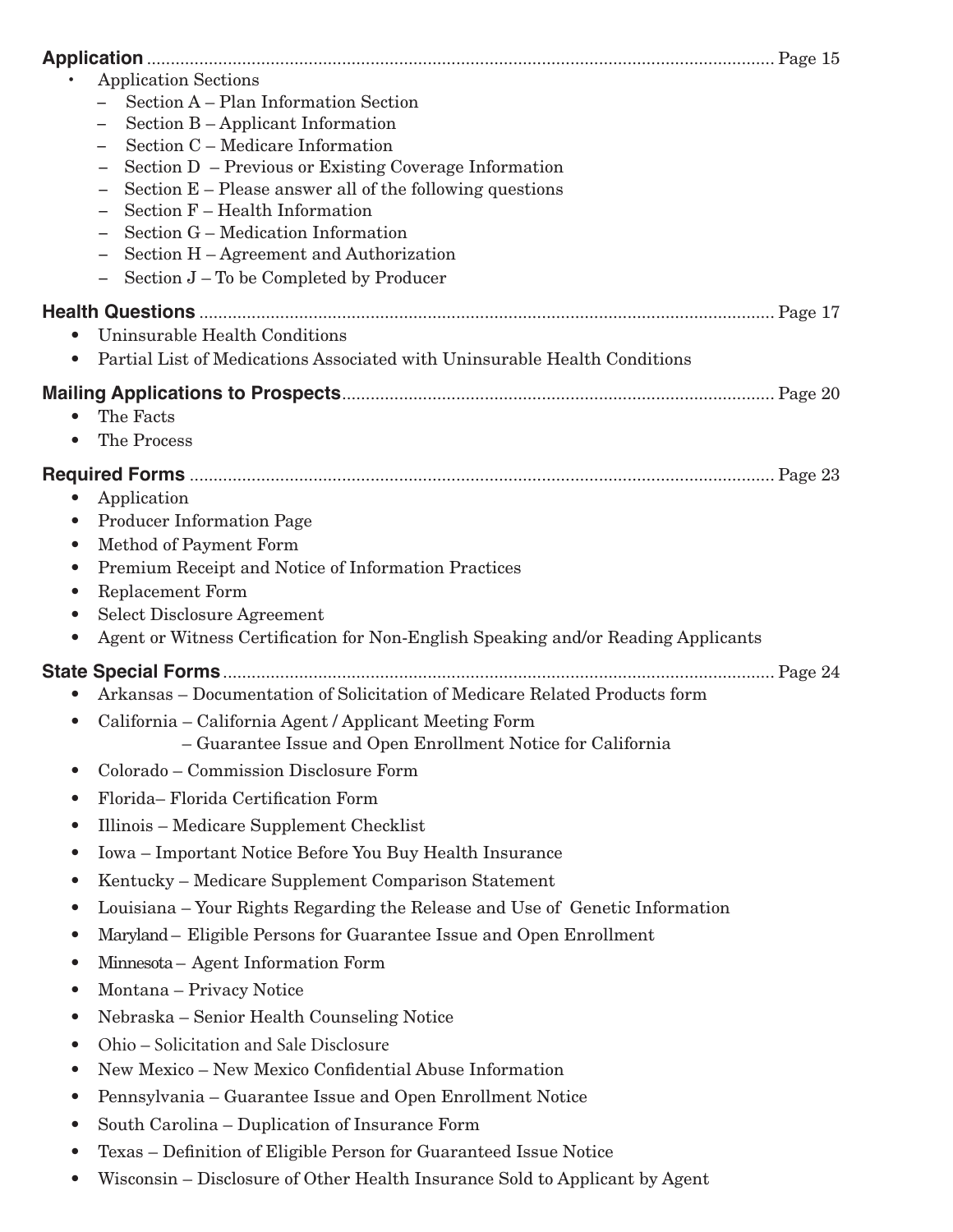**Application** .................................................................................................................................. Page 15

- Application Sections
  - Section A – Plan Information Section
  - Section B – Applicant Information
  - Section C – Medicare Information
  - Section D – Previous or Existing Coverage Information
  - Section E – Please answer all of the following questions
  - Section F – Health Information
  - Section G – Medication Information
  - Section H – Agreement and Authorization
  - Section J – To be Completed by Producer

**Health Questions** ......................................................................................................................... Page 17

- Uninsurable Health Conditions
- Partial List of Medications Associated with Uninsurable Health Conditions

**Mailing Applications to Prospects**............................................................................................ Page 20

- The Facts
- The Process

**Required Forms** ............................................................................................................................ Page 23

- Application
- Producer Information Page
- Method of Payment Form
- Premium Receipt and Notice of Information Practices
- Replacement Form
- Select Disclosure Agreement
- Agent or Witness Certification for Non-English Speaking and/or Reading Applicants

**State Special Forms**..................................................................................................................... Page 24

- Arkansas – Documentation of Solicitation of Medicare Related Products form
- California – California Agent / Applicant Meeting Form
  – Guarantee Issue and Open Enrollment Notice for California
- Colorado – Commission Disclosure Form
- Florida– Florida Certification Form
- Illinois – Medicare Supplement Checklist
- Iowa – Important Notice Before You Buy Health Insurance
- Kentucky – Medicare Supplement Comparison Statement
- Louisiana – Your Rights Regarding the Release and Use of Genetic Information
- Maryland – Eligible Persons for Guarantee Issue and Open Enrollment
- Minnesota – Agent Information Form
- Montana – Privacy Notice
- Nebraska – Senior Health Counseling Notice
- Ohio – Solicitation and Sale Disclosure
- New Mexico – New Mexico Confidential Abuse Information
- Pennsylvania – Guarantee Issue and Open Enrollment Notice
- South Carolina – Duplication of Insurance Form
- Texas – Definition of Eligible Person for Guaranteed Issue Notice
- Wisconsin – Disclosure of Other Health Insurance Sold to Applicant by Agent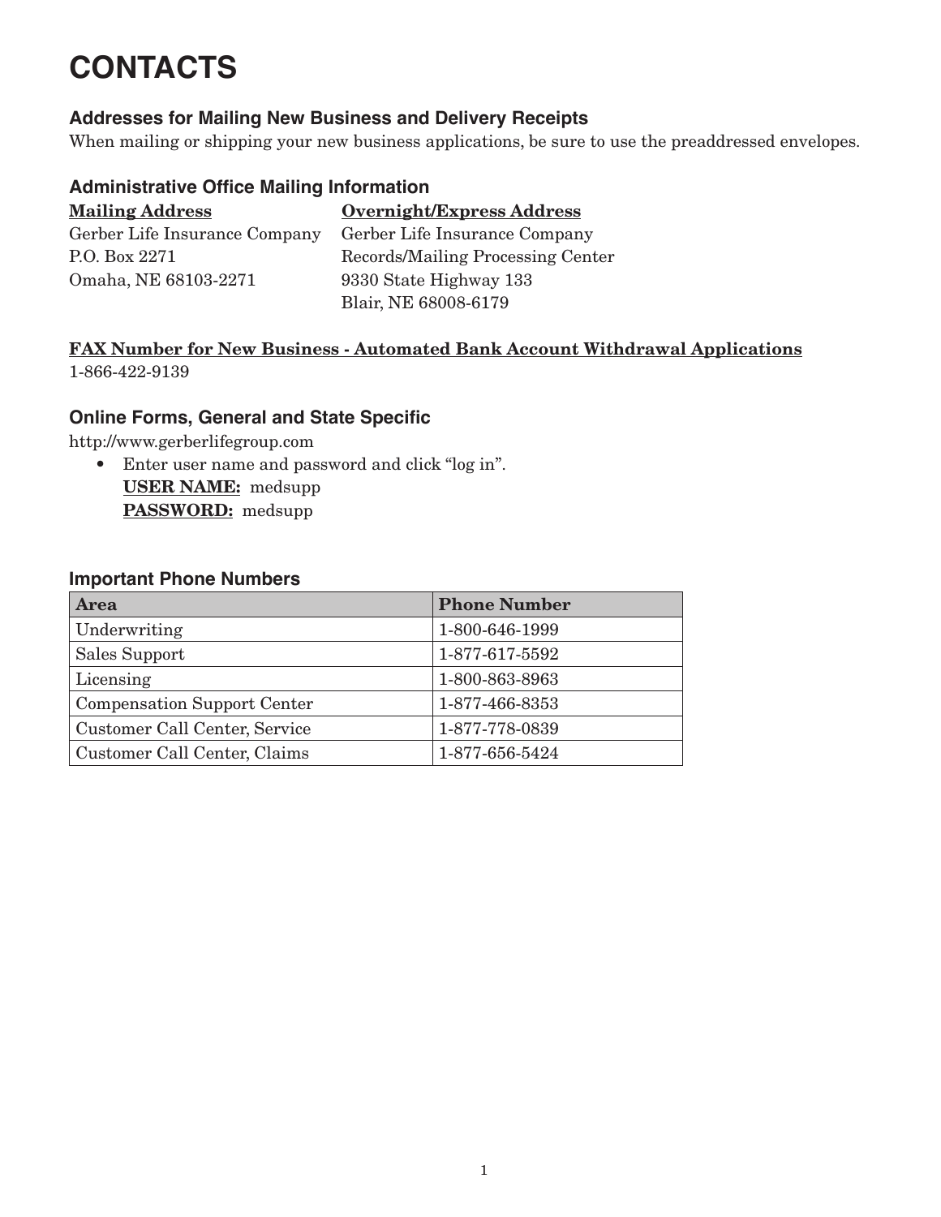# CONTACTS

### Addresses for Mailing New Business and Delivery Receipts

When mailing or shipping your new business applications, be sure to use the preaddressed envelopes.

### Administrative Office Mailing Information

**Mailing Address**
Gerber Life Insurance Company
P.O. Box 2271
Omaha, NE 68103-2271

**Overnight/Express Address**
Gerber Life Insurance Company
Records/Mailing Processing Center
9330 State Highway 133
Blair, NE 68008-6179

**FAX Number for New Business - Automated Bank Account Withdrawal Applications**
1-866-422-9139

### Online Forms, General and State Specific

http://www.gerberlifegroup.com

- Enter user name and password and click "log in".
  **USER NAME:** medsupp
  **PASSWORD:** medsupp

### Important Phone Numbers

| Area | Phone Number |
|---|---|
| Underwriting | 1-800-646-1999 |
| Sales Support | 1-877-617-5592 |
| Licensing | 1-800-863-8963 |
| Compensation Support Center | 1-877-466-8353 |
| Customer Call Center, Service | 1-877-778-0839 |
| Customer Call Center, Claims | 1-877-656-5424 |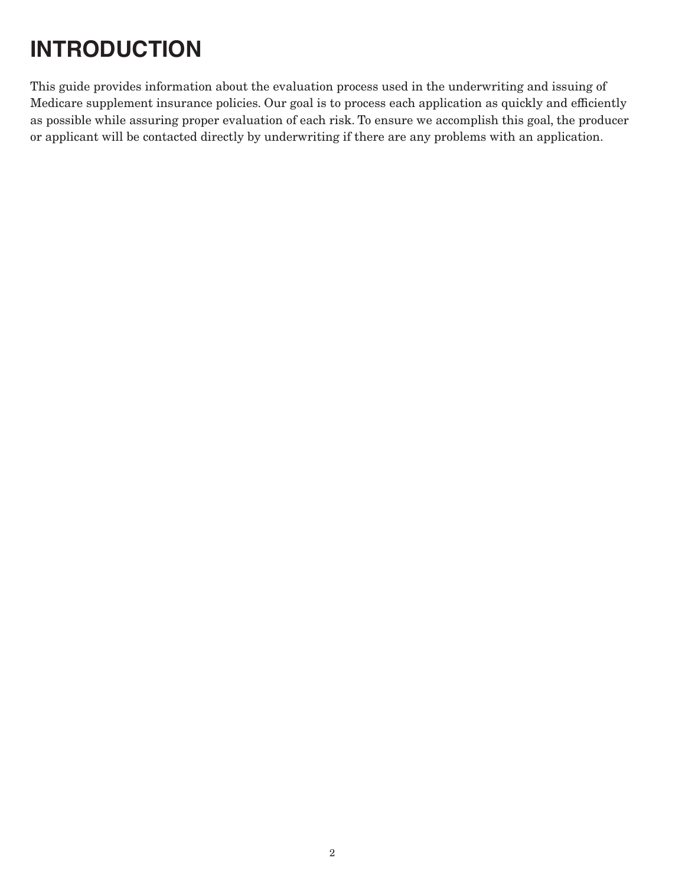# INTRODUCTION

This guide provides information about the evaluation process used in the underwriting and issuing of Medicare supplement insurance policies. Our goal is to process each application as quickly and efficiently as possible while assuring proper evaluation of each risk. To ensure we accomplish this goal, the producer or applicant will be contacted directly by underwriting if there are any problems with an application.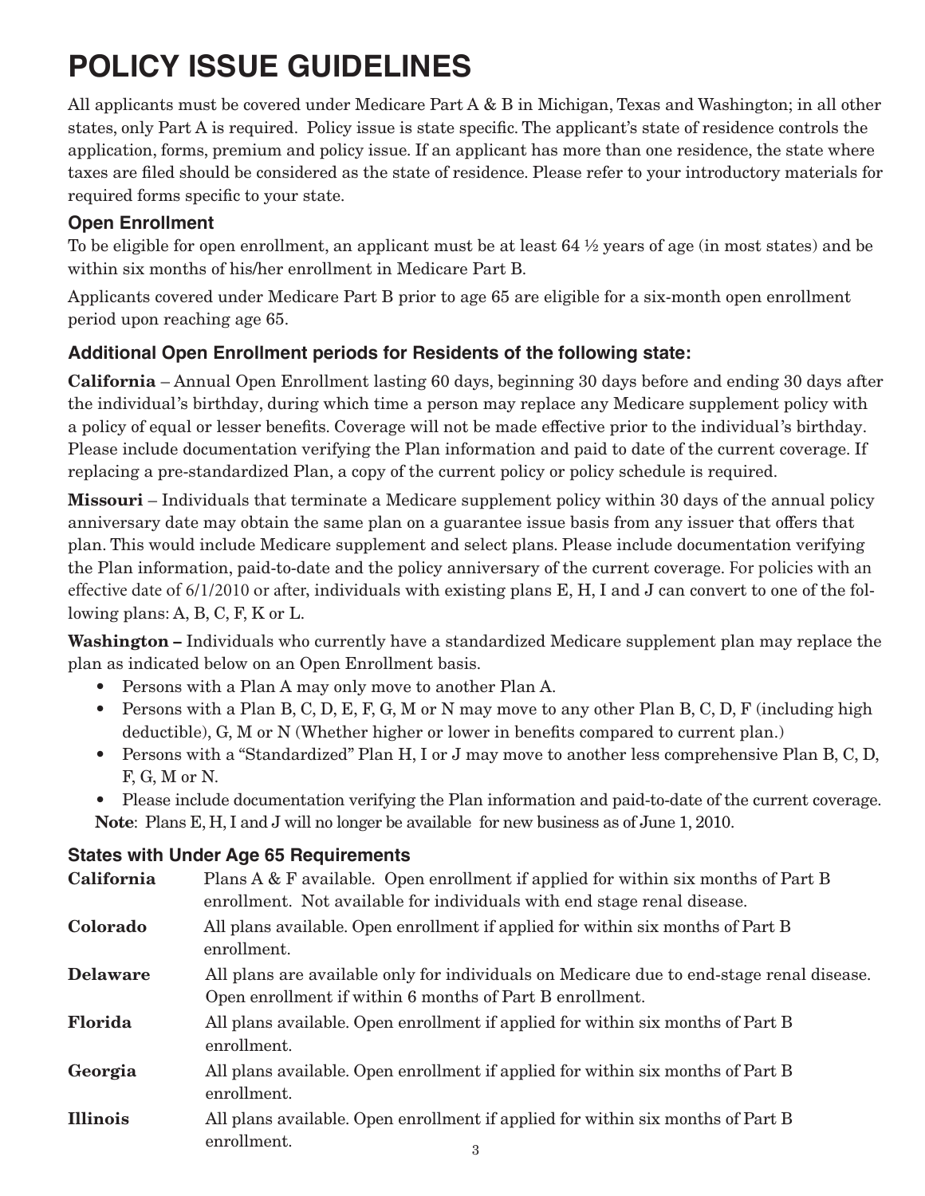# POLICY ISSUE GUIDELINES

All applicants must be covered under Medicare Part A & B in Michigan, Texas and Washington; in all other states, only Part A is required. Policy issue is state specific. The applicant's state of residence controls the application, forms, premium and policy issue. If an applicant has more than one residence, the state where taxes are filed should be considered as the state of residence. Please refer to your introductory materials for required forms specific to your state.

### Open Enrollment

To be eligible for open enrollment, an applicant must be at least 64 ½ years of age (in most states) and be within six months of his/her enrollment in Medicare Part B.

Applicants covered under Medicare Part B prior to age 65 are eligible for a six-month open enrollment period upon reaching age 65.

### Additional Open Enrollment periods for Residents of the following state:

**California** – Annual Open Enrollment lasting 60 days, beginning 30 days before and ending 30 days after the individual's birthday, during which time a person may replace any Medicare supplement policy with a policy of equal or lesser benefits. Coverage will not be made effective prior to the individual's birthday. Please include documentation verifying the Plan information and paid to date of the current coverage. If replacing a pre-standardized Plan, a copy of the current policy or policy schedule is required.

**Missouri** – Individuals that terminate a Medicare supplement policy within 30 days of the annual policy anniversary date may obtain the same plan on a guarantee issue basis from any issuer that offers that plan. This would include Medicare supplement and select plans. Please include documentation verifying the Plan information, paid-to-date and the policy anniversary of the current coverage. For policies with an effective date of 6/1/2010 or after, individuals with existing plans E, H, I and J can convert to one of the following plans: A, B, C, F, K or L.

**Washington –** Individuals who currently have a standardized Medicare supplement plan may replace the plan as indicated below on an Open Enrollment basis.

- Persons with a Plan A may only move to another Plan A.
- Persons with a Plan B, C, D, E, F, G, M or N may move to any other Plan B, C, D, F (including high deductible), G, M or N (Whether higher or lower in benefits compared to current plan.)
- Persons with a "Standardized" Plan H, I or J may move to another less comprehensive Plan B, C, D, F, G, M or N.
- Please include documentation verifying the Plan information and paid-to-date of the current coverage.

**Note**: Plans E, H, I and J will no longer be available for new business as of June 1, 2010.

### States with Under Age 65 Requirements

**California** – Plans A & F available. Open enrollment if applied for within six months of Part B enrollment. Not available for individuals with end stage renal disease.

**Colorado** – All plans available. Open enrollment if applied for within six months of Part B enrollment.

**Delaware** – All plans are available only for individuals on Medicare due to end-stage renal disease. Open enrollment if within 6 months of Part B enrollment.

**Florida** – All plans available. Open enrollment if applied for within six months of Part B enrollment.

**Georgia** – All plans available. Open enrollment if applied for within six months of Part B enrollment.

**Illinois** – All plans available. Open enrollment if applied for within six months of Part B enrollment.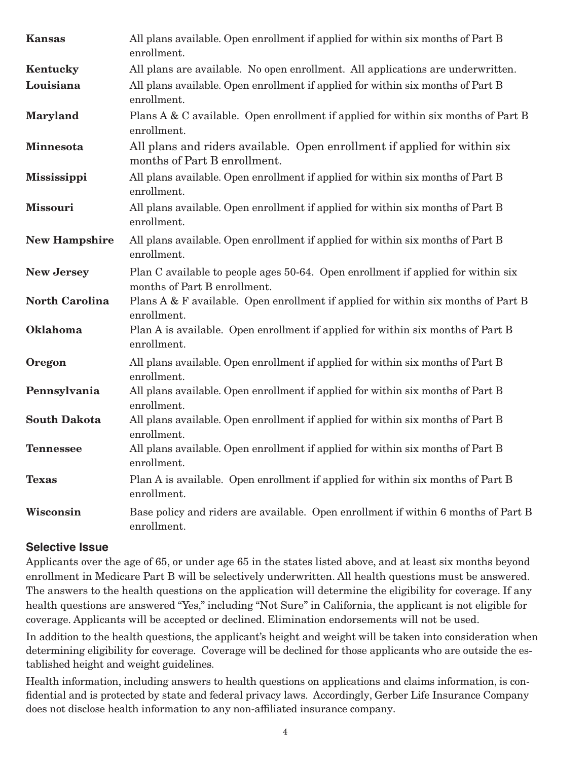| | |
|---|---|
| **Kansas** | All plans available. Open enrollment if applied for within six months of Part B enrollment. |
| **Kentucky** | All plans are available. No open enrollment. All applications are underwritten. |
| **Louisiana** | All plans available. Open enrollment if applied for within six months of Part B enrollment. |
| **Maryland** | Plans A & C available. Open enrollment if applied for within six months of Part B enrollment. |
| **Minnesota** | All plans and riders available. Open enrollment if applied for within six months of Part B enrollment. |
| **Mississippi** | All plans available. Open enrollment if applied for within six months of Part B enrollment. |
| **Missouri** | All plans available. Open enrollment if applied for within six months of Part B enrollment. |
| **New Hampshire** | All plans available. Open enrollment if applied for within six months of Part B enrollment. |
| **New Jersey** | Plan C available to people ages 50-64. Open enrollment if applied for within six months of Part B enrollment. |
| **North Carolina** | Plans A & F available. Open enrollment if applied for within six months of Part B enrollment. |
| **Oklahoma** | Plan A is available. Open enrollment if applied for within six months of Part B enrollment. |
| **Oregon** | All plans available. Open enrollment if applied for within six months of Part B enrollment. |
| **Pennsylvania** | All plans available. Open enrollment if applied for within six months of Part B enrollment. |
| **South Dakota** | All plans available. Open enrollment if applied for within six months of Part B enrollment. |
| **Tennessee** | All plans available. Open enrollment if applied for within six months of Part B enrollment. |
| **Texas** | Plan A is available. Open enrollment if applied for within six months of Part B enrollment. |
| **Wisconsin** | Base policy and riders are available. Open enrollment if within 6 months of Part B enrollment. |

### Selective Issue

Applicants over the age of 65, or under age 65 in the states listed above, and at least six months beyond enrollment in Medicare Part B will be selectively underwritten. All health questions must be answered. The answers to the health questions on the application will determine the eligibility for coverage. If any health questions are answered "Yes," including "Not Sure" in California, the applicant is not eligible for coverage. Applicants will be accepted or declined. Elimination endorsements will not be used.

In addition to the health questions, the applicant's height and weight will be taken into consideration when determining eligibility for coverage. Coverage will be declined for those applicants who are outside the established height and weight guidelines.

Health information, including answers to health questions on applications and claims information, is confidential and is protected by state and federal privacy laws. Accordingly, Gerber Life Insurance Company does not disclose health information to any non-affiliated insurance company.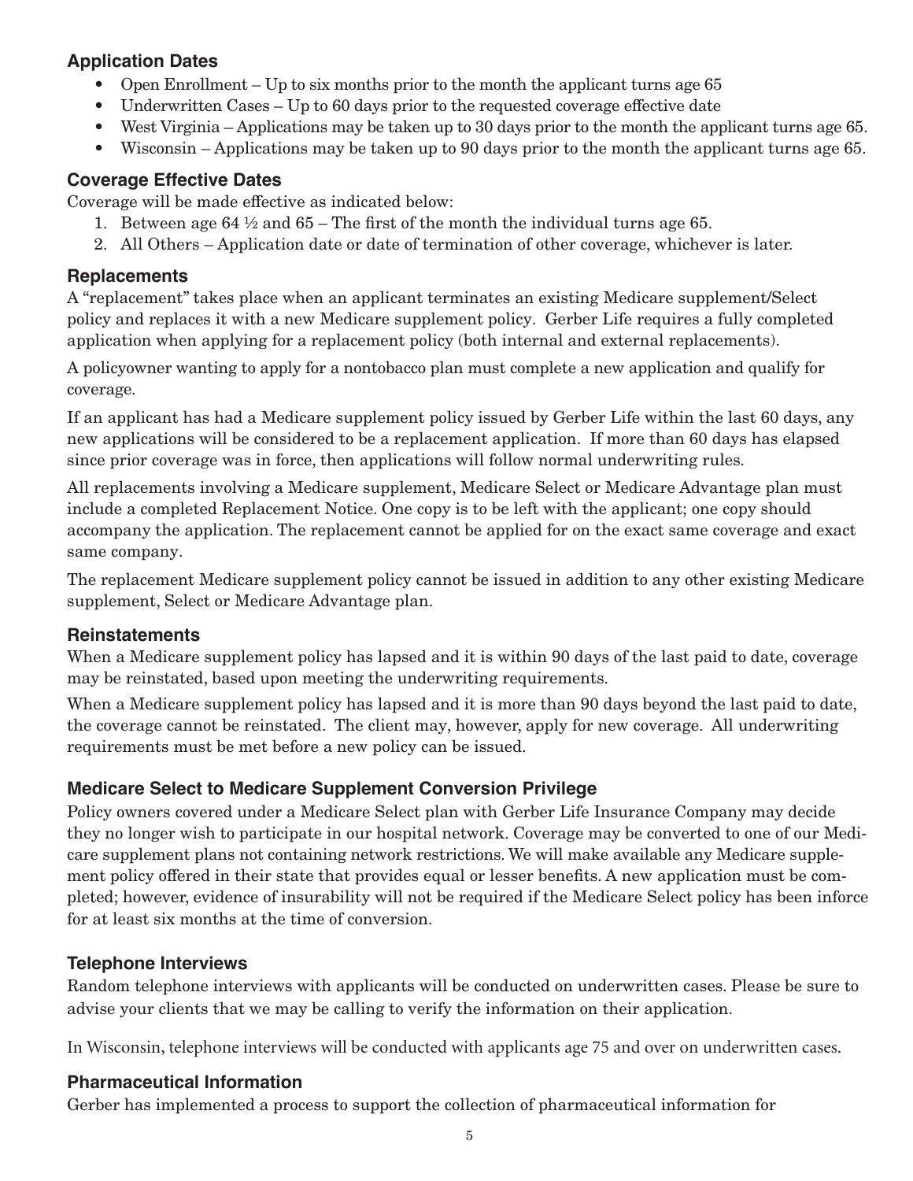## Application Dates

- Open Enrollment – Up to six months prior to the month the applicant turns age 65
- Underwritten Cases – Up to 60 days prior to the requested coverage effective date
- West Virginia – Applications may be taken up to 30 days prior to the month the applicant turns age 65.
- Wisconsin – Applications may be taken up to 90 days prior to the month the applicant turns age 65.

## Coverage Effective Dates

Coverage will be made effective as indicated below:

1. Between age 64 ½ and 65 – The first of the month the individual turns age 65.
2. All Others – Application date or date of termination of other coverage, whichever is later.

## Replacements

A "replacement" takes place when an applicant terminates an existing Medicare supplement/Select policy and replaces it with a new Medicare supplement policy. Gerber Life requires a fully completed application when applying for a replacement policy (both internal and external replacements).

A policyowner wanting to apply for a nontobacco plan must complete a new application and qualify for coverage.

If an applicant has had a Medicare supplement policy issued by Gerber Life within the last 60 days, any new applications will be considered to be a replacement application. If more than 60 days has elapsed since prior coverage was in force, then applications will follow normal underwriting rules.

All replacements involving a Medicare supplement, Medicare Select or Medicare Advantage plan must include a completed Replacement Notice. One copy is to be left with the applicant; one copy should accompany the application. The replacement cannot be applied for on the exact same coverage and exact same company.

The replacement Medicare supplement policy cannot be issued in addition to any other existing Medicare supplement, Select or Medicare Advantage plan.

## Reinstatements

When a Medicare supplement policy has lapsed and it is within 90 days of the last paid to date, coverage may be reinstated, based upon meeting the underwriting requirements.

When a Medicare supplement policy has lapsed and it is more than 90 days beyond the last paid to date, the coverage cannot be reinstated. The client may, however, apply for new coverage. All underwriting requirements must be met before a new policy can be issued.

## Medicare Select to Medicare Supplement Conversion Privilege

Policy owners covered under a Medicare Select plan with Gerber Life Insurance Company may decide they no longer wish to participate in our hospital network. Coverage may be converted to one of our Medicare supplement plans not containing network restrictions. We will make available any Medicare supplement policy offered in their state that provides equal or lesser benefits. A new application must be completed; however, evidence of insurability will not be required if the Medicare Select policy has been inforce for at least six months at the time of conversion.

## Telephone Interviews

Random telephone interviews with applicants will be conducted on underwritten cases. Please be sure to advise your clients that we may be calling to verify the information on their application.

In Wisconsin, telephone interviews will be conducted with applicants age 75 and over on underwritten cases.

## Pharmaceutical Information

Gerber has implemented a process to support the collection of pharmaceutical information for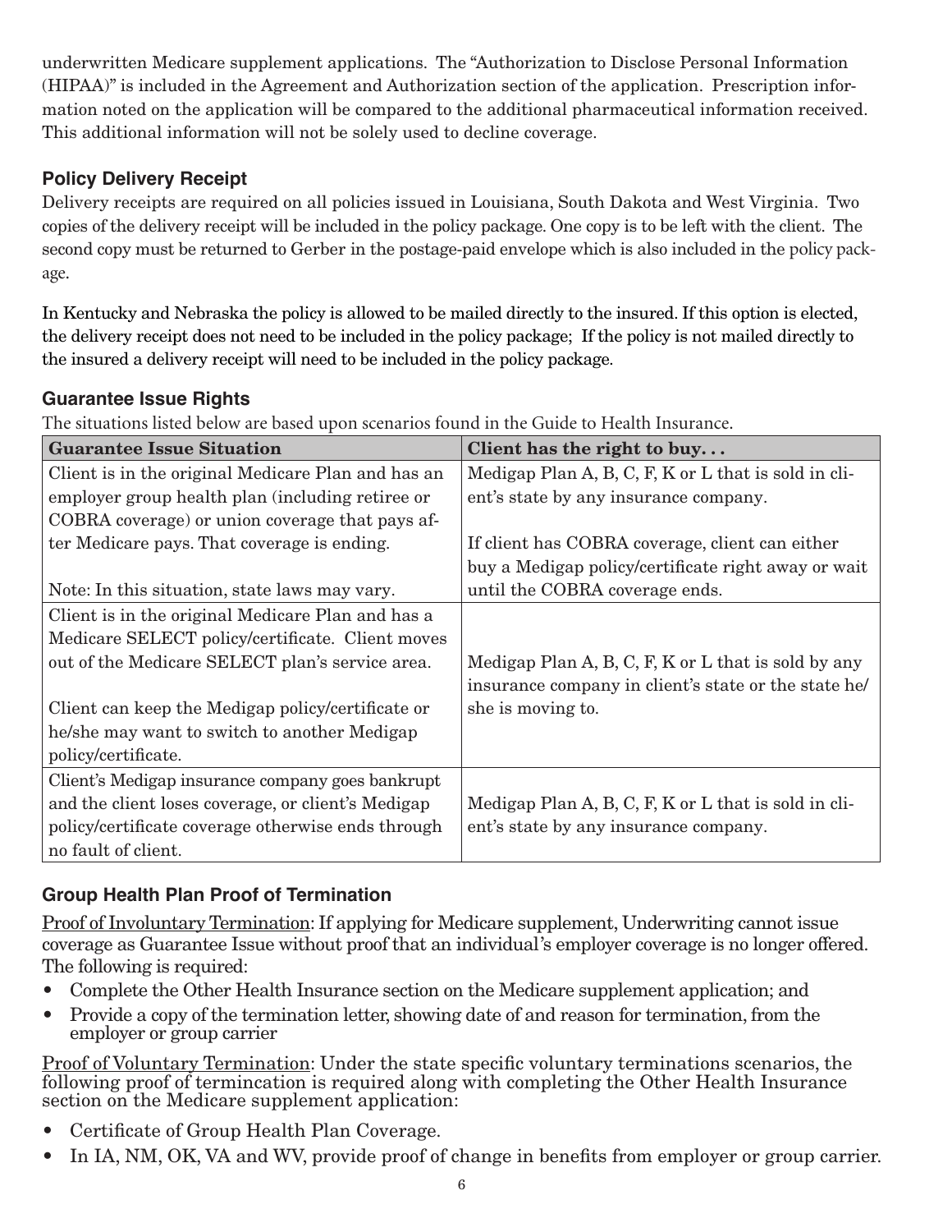underwritten Medicare supplement applications. The "Authorization to Disclose Personal Information (HIPAA)" is included in the Agreement and Authorization section of the application. Prescription information noted on the application will be compared to the additional pharmaceutical information received. This additional information will not be solely used to decline coverage.

### Policy Delivery Receipt

Delivery receipts are required on all policies issued in Louisiana, South Dakota and West Virginia. Two copies of the delivery receipt will be included in the policy package. One copy is to be left with the client. The second copy must be returned to Gerber in the postage-paid envelope which is also included in the policy package.

In Kentucky and Nebraska the policy is allowed to be mailed directly to the insured. If this option is elected, the delivery receipt does not need to be included in the policy package; If the policy is not mailed directly to the insured a delivery receipt will need to be included in the policy package.

### Guarantee Issue Rights

The situations listed below are based upon scenarios found in the Guide to Health Insurance.

| Guarantee Issue Situation | Client has the right to buy. . . |
|---|---|
| Client is in the original Medicare Plan and has an employer group health plan (including retiree or COBRA coverage) or union coverage that pays after Medicare pays. That coverage is ending.<br><br>Note: In this situation, state laws may vary. | Medigap Plan A, B, C, F, K or L that is sold in client's state by any insurance company.<br><br>If client has COBRA coverage, client can either buy a Medigap policy/certificate right away or wait until the COBRA coverage ends. |
| Client is in the original Medicare Plan and has a Medicare SELECT policy/certificate. Client moves out of the Medicare SELECT plan's service area.<br><br>Client can keep the Medigap policy/certificate or he/she may want to switch to another Medigap policy/certificate. | Medigap Plan A, B, C, F, K or L that is sold by any insurance company in client's state or the state he/she is moving to. |
| Client's Medigap insurance company goes bankrupt and the client loses coverage, or client's Medigap policy/certificate coverage otherwise ends through no fault of client. | Medigap Plan A, B, C, F, K or L that is sold in client's state by any insurance company. |

### Group Health Plan Proof of Termination

Proof of Involuntary Termination: If applying for Medicare supplement, Underwriting cannot issue coverage as Guarantee Issue without proof that an individual's employer coverage is no longer offered. The following is required:

- Complete the Other Health Insurance section on the Medicare supplement application; and
- Provide a copy of the termination letter, showing date of and reason for termination, from the employer or group carrier

Proof of Voluntary Termination: Under the state specific voluntary terminations scenarios, the following proof of termincation is required along with completing the Other Health Insurance section on the Medicare supplement application:

- Certificate of Group Health Plan Coverage.
- In IA, NM, OK, VA and WV, provide proof of change in benefits from employer or group carrier.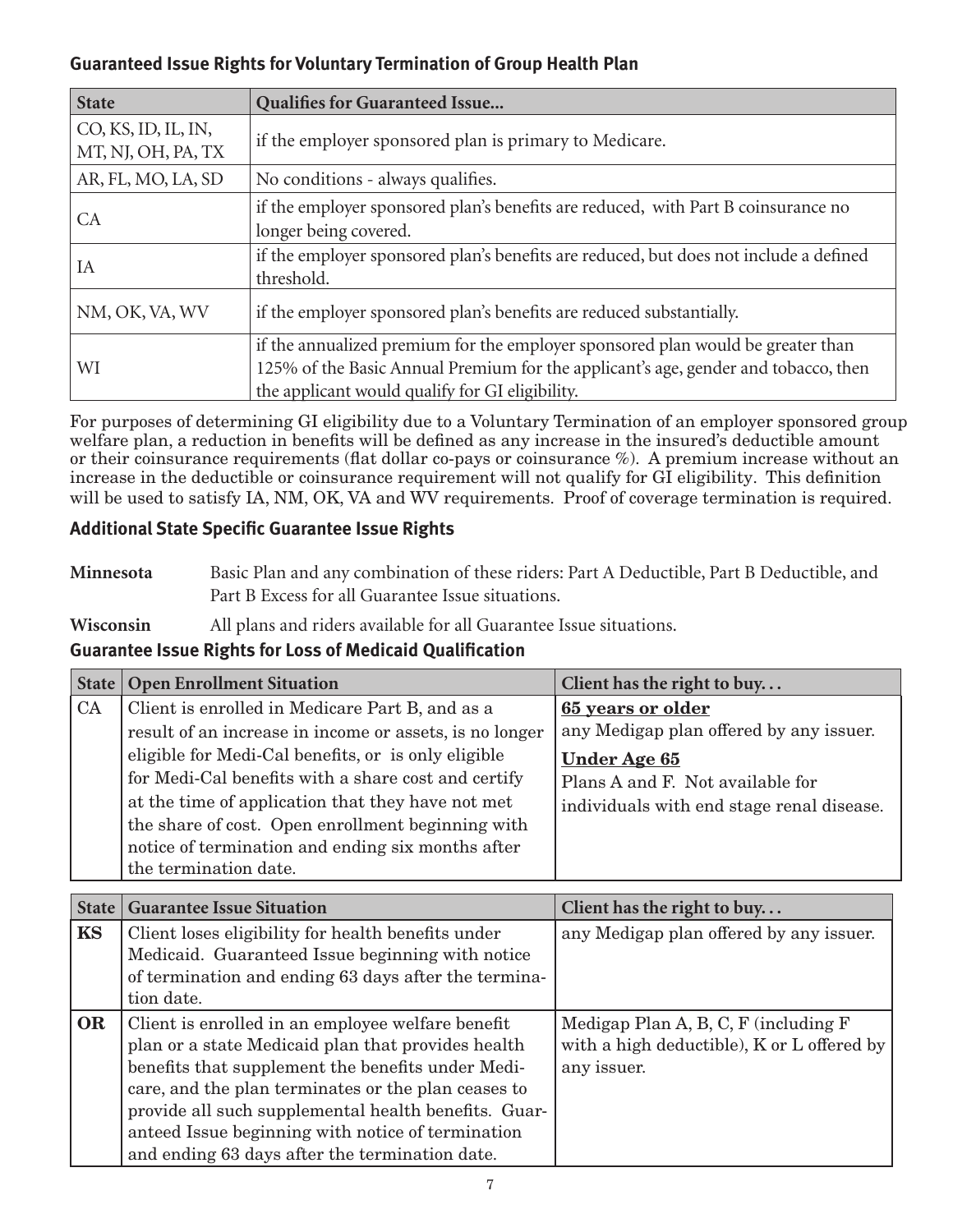### Guaranteed Issue Rights for Voluntary Termination of Group Health Plan

| State | Qualifies for Guaranteed Issue... |
|---|---|
| CO, KS, ID, IL, IN, MT, NJ, OH, PA, TX | if the employer sponsored plan is primary to Medicare. |
| AR, FL, MO, LA, SD | No conditions - always qualifies. |
| CA | if the employer sponsored plan's benefits are reduced, with Part B coinsurance no longer being covered. |
| IA | if the employer sponsored plan's benefits are reduced, but does not include a defined threshold. |
| NM, OK, VA, WV | if the employer sponsored plan's benefits are reduced substantially. |
| WI | if the annualized premium for the employer sponsored plan would be greater than 125% of the Basic Annual Premium for the applicant's age, gender and tobacco, then the applicant would qualify for GI eligibility. |

For purposes of determining GI eligibility due to a Voluntary Termination of an employer sponsored group welfare plan, a reduction in benefits will be defined as any increase in the insured's deductible amount or their coinsurance requirements (flat dollar co-pays or coinsurance %). A premium increase without an increase in the deductible or coinsurance requirement will not qualify for GI eligibility. This definition will be used to satisfy IA, NM, OK, VA and WV requirements. Proof of coverage termination is required.

### Additional State Specific Guarantee Issue Rights

**Minnesota** Basic Plan and any combination of these riders: Part A Deductible, Part B Deductible, and Part B Excess for all Guarantee Issue situations.

**Wisconsin** All plans and riders available for all Guarantee Issue situations.

### Guarantee Issue Rights for Loss of Medicaid Qualification

| State | Open Enrollment Situation | Client has the right to buy. . . |
|---|---|---|
| CA | Client is enrolled in Medicare Part B, and as a result of an increase in income or assets, is no longer eligible for Medi-Cal benefits, or is only eligible for Medi-Cal benefits with a share cost and certify at the time of application that they have not met the share of cost. Open enrollment beginning with notice of termination and ending six months after the termination date. | **65 years or older** any Medigap plan offered by any issuer. **Under Age 65** Plans A and F. Not available for individuals with end stage renal disease. |

| State | Guarantee Issue Situation | Client has the right to buy. . . |
|---|---|---|
| **KS** | Client loses eligibility for health benefits under Medicaid. Guaranteed Issue beginning with notice of termination and ending 63 days after the termination date. | any Medigap plan offered by any issuer. |
| **OR** | Client is enrolled in an employee welfare benefit plan or a state Medicaid plan that provides health benefits that supplement the benefits under Medicare, and the plan terminates or the plan ceases to provide all such supplemental health benefits. Guaranteed Issue beginning with notice of termination and ending 63 days after the termination date. | Medigap Plan A, B, C, F (including F with a high deductible), K or L offered by any issuer. |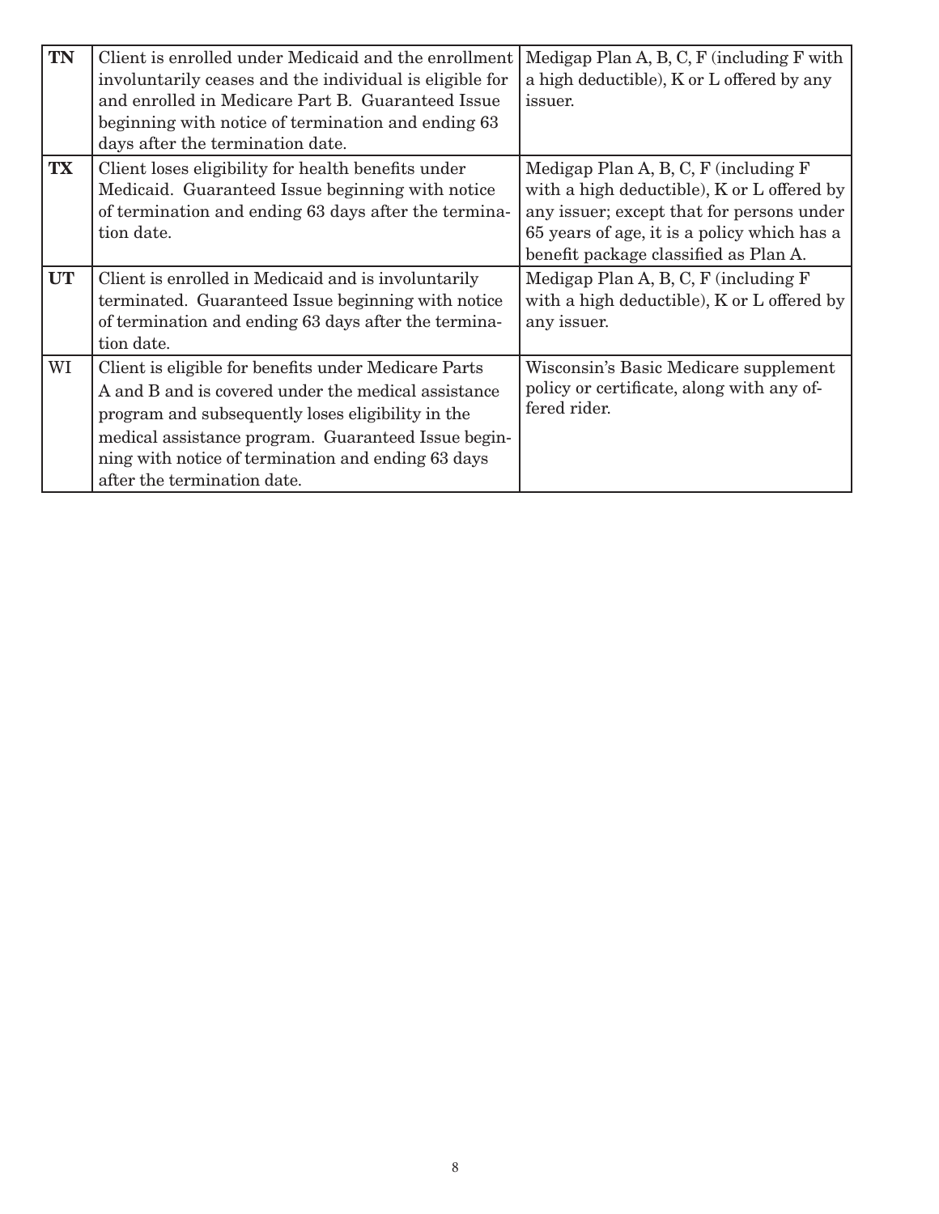| **TN** | Client is enrolled under Medicaid and the enrollment involuntarily ceases and the individual is eligible for and enrolled in Medicare Part B. Guaranteed Issue beginning with notice of termination and ending 63 days after the termination date. | Medigap Plan A, B, C, F (including F with a high deductible), K or L offered by any issuer. |
|---|---|---|
| **TX** | Client loses eligibility for health benefits under Medicaid. Guaranteed Issue beginning with notice of termination and ending 63 days after the termination date. | Medigap Plan A, B, C, F (including F with a high deductible), K or L offered by any issuer; except that for persons under 65 years of age, it is a policy which has a benefit package classified as Plan A. |
| **UT** | Client is enrolled in Medicaid and is involuntarily terminated. Guaranteed Issue beginning with notice of termination and ending 63 days after the termination date. | Medigap Plan A, B, C, F (including F with a high deductible), K or L offered by any issuer. |
| WI | Client is eligible for benefits under Medicare Parts A and B and is covered under the medical assistance program and subsequently loses eligibility in the medical assistance program. Guaranteed Issue beginning with notice of termination and ending 63 days after the termination date. | Wisconsin's Basic Medicare supplement policy or certificate, along with any offered rider. |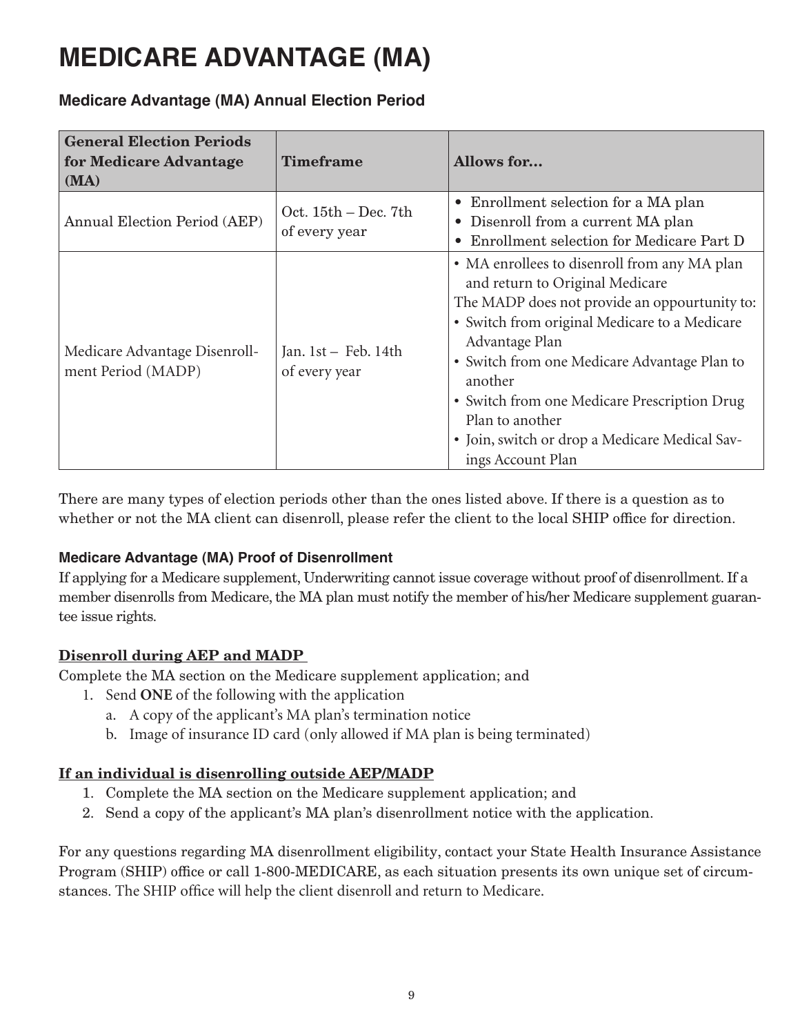# MEDICARE ADVANTAGE (MA)

### Medicare Advantage (MA) Annual Election Period

| General Election Periods for Medicare Advantage (MA) | Timeframe | Allows for... |
|---|---|---|
| Annual Election Period (AEP) | Oct. 15th – Dec. 7th of every year | • Enrollment selection for a MA plan<br>• Disenroll from a current MA plan<br>• Enrollment selection for Medicare Part D |
| Medicare Advantage Disenroll-ment Period (MADP) | Jan. 1st – Feb. 14th of every year | • MA enrollees to disenroll from any MA plan and return to Original Medicare<br>The MADP does not provide an oppourtunity to:<br>• Switch from original Medicare to a Medicare Advantage Plan<br>• Switch from one Medicare Advantage Plan to another<br>• Switch from one Medicare Prescription Drug Plan to another<br>• Join, switch or drop a Medicare Medical Savings Account Plan |

There are many types of election periods other than the ones listed above. If there is a question as to whether or not the MA client can disenroll, please refer the client to the local SHIP office for direction.

#### Medicare Advantage (MA) Proof of Disenrollment

If applying for a Medicare supplement, Underwriting cannot issue coverage without proof of disenrollment. If a member disenrolls from Medicare, the MA plan must notify the member of his/her Medicare supplement guarantee issue rights.

**Disenroll during AEP and MADP**

Complete the MA section on the Medicare supplement application; and

1. Send **ONE** of the following with the application
   a. A copy of the applicant's MA plan's termination notice
   b. Image of insurance ID card (only allowed if MA plan is being terminated)

**If an individual is disenrolling outside AEP/MADP**

1. Complete the MA section on the Medicare supplement application; and
2. Send a copy of the applicant's MA plan's disenrollment notice with the application.

For any questions regarding MA disenrollment eligibility, contact your State Health Insurance Assistance Program (SHIP) office or call 1-800-MEDICARE, as each situation presents its own unique set of circumstances. The SHIP office will help the client disenroll and return to Medicare.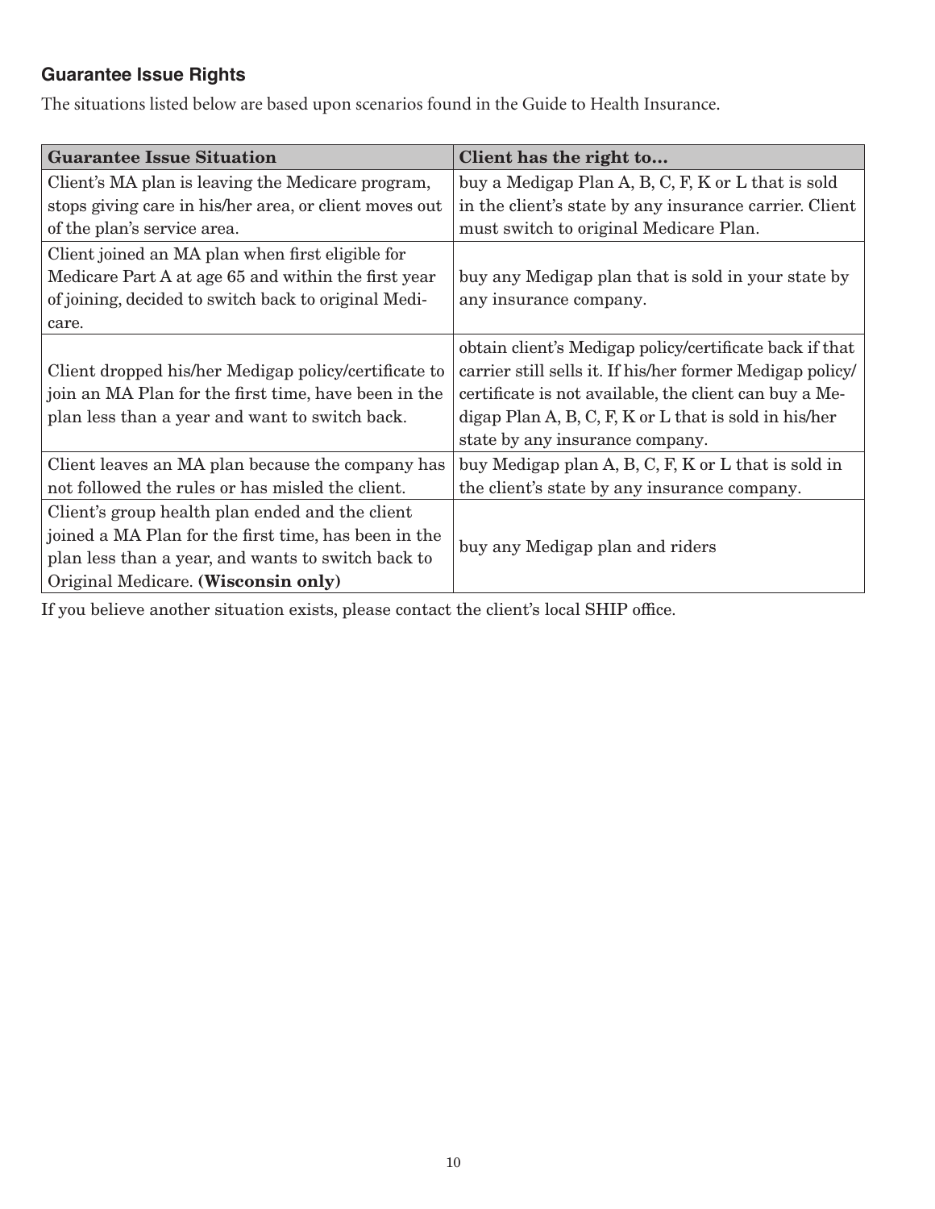## Guarantee Issue Rights

The situations listed below are based upon scenarios found in the Guide to Health Insurance.

| Guarantee Issue Situation | Client has the right to... |
|---|---|
| Client's MA plan is leaving the Medicare program, stops giving care in his/her area, or client moves out of the plan's service area. | buy a Medigap Plan A, B, C, F, K or L that is sold in the client's state by any insurance carrier. Client must switch to original Medicare Plan. |
| Client joined an MA plan when first eligible for Medicare Part A at age 65 and within the first year of joining, decided to switch back to original Medicare. | buy any Medigap plan that is sold in your state by any insurance company. |
| Client dropped his/her Medigap policy/certificate to join an MA Plan for the first time, have been in the plan less than a year and want to switch back. | obtain client's Medigap policy/certificate back if that carrier still sells it. If his/her former Medigap policy/certificate is not available, the client can buy a Medigap Plan A, B, C, F, K or L that is sold in his/her state by any insurance company. |
| Client leaves an MA plan because the company has not followed the rules or has misled the client. | buy Medigap plan A, B, C, F, K or L that is sold in the client's state by any insurance company. |
| Client's group health plan ended and the client joined a MA Plan for the first time, has been in the plan less than a year, and wants to switch back to Original Medicare. **(Wisconsin only)** | buy any Medigap plan and riders |

If you believe another situation exists, please contact the client's local SHIP office.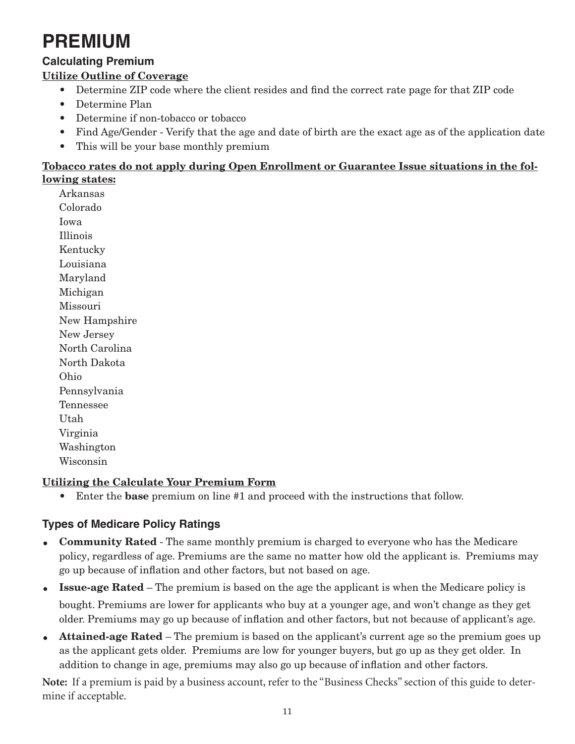# PREMIUM

## Calculating Premium

**Utilize Outline of Coverage**

- Determine ZIP code where the client resides and find the correct rate page for that ZIP code
- Determine Plan
- Determine if non-tobacco or tobacco
- Find Age/Gender - Verify that the age and date of birth are the exact age as of the application date
- This will be your base monthly premium

**Tobacco rates do not apply during Open Enrollment or Guarantee Issue situations in the following states:**

Arkansas
Colorado
Iowa
Illinois
Kentucky
Louisiana
Maryland
Michigan
Missouri
New Hampshire
New Jersey
North Carolina
North Dakota
Ohio
Pennsylvania
Tennessee
Utah
Virginia
Washington
Wisconsin

**Utilizing the Calculate Your Premium Form**

- Enter the **base** premium on line #1 and proceed with the instructions that follow.

## Types of Medicare Policy Ratings

- **Community Rated** - The same monthly premium is charged to everyone who has the Medicare policy, regardless of age. Premiums are the same no matter how old the applicant is. Premiums may go up because of inflation and other factors, but not based on age.
- **Issue-age Rated** – The premium is based on the age the applicant is when the Medicare policy is bought. Premiums are lower for applicants who buy at a younger age, and won't change as they get older. Premiums may go up because of inflation and other factors, but not because of applicant's age.
- **Attained-age Rated** – The premium is based on the applicant's current age so the premium goes up as the applicant gets older. Premiums are low for younger buyers, but go up as they get older. In addition to change in age, premiums may also go up because of inflation and other factors.

**Note:** If a premium is paid by a business account, refer to the "Business Checks" section of this guide to determine if acceptable.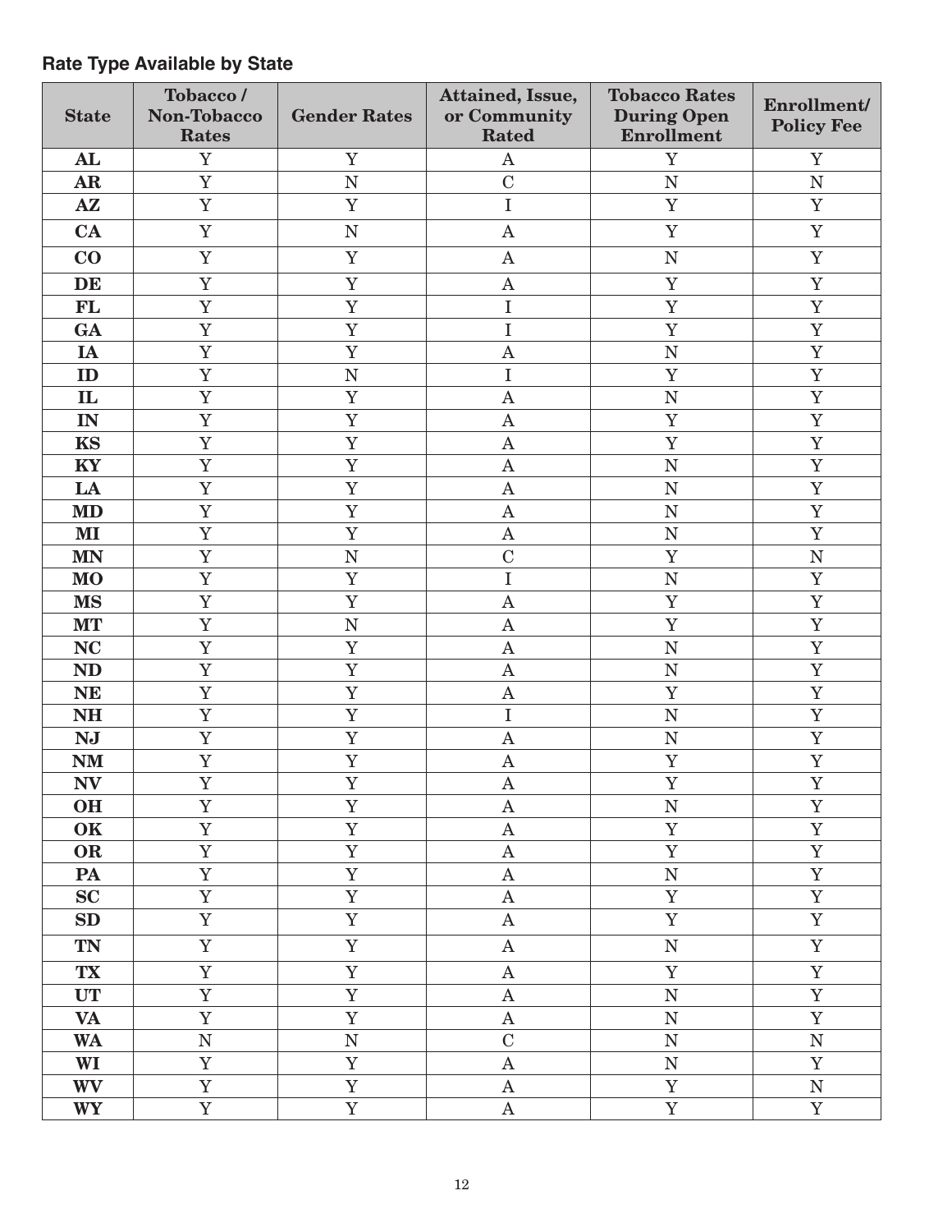## Rate Type Available by State

| State | Tobacco / Non-Tobacco Rates | Gender Rates | Attained, Issue, or Community Rated | Tobacco Rates During Open Enrollment | Enrollment/ Policy Fee |
|---|---|---|---|---|---|
| **AL** | Y | Y | A | Y | Y |
| **AR** | Y | N | C | N | N |
| **AZ** | Y | Y | I | Y | Y |
| **CA** | Y | N | A | Y | Y |
| **CO** | Y | Y | A | N | Y |
| **DE** | Y | Y | A | Y | Y |
| **FL** | Y | Y | I | Y | Y |
| **GA** | Y | Y | I | Y | Y |
| **IA** | Y | Y | A | N | Y |
| **ID** | Y | N | I | Y | Y |
| **IL** | Y | Y | A | N | Y |
| **IN** | Y | Y | A | Y | Y |
| **KS** | Y | Y | A | Y | Y |
| **KY** | Y | Y | A | N | Y |
| **LA** | Y | Y | A | N | Y |
| **MD** | Y | Y | A | N | Y |
| **MI** | Y | Y | A | N | Y |
| **MN** | Y | N | C | Y | N |
| **MO** | Y | Y | I | N | Y |
| **MS** | Y | Y | A | Y | Y |
| **MT** | Y | N | A | Y | Y |
| **NC** | Y | Y | A | N | Y |
| **ND** | Y | Y | A | N | Y |
| **NE** | Y | Y | A | Y | Y |
| **NH** | Y | Y | I | N | Y |
| **NJ** | Y | Y | A | N | Y |
| **NM** | Y | Y | A | Y | Y |
| **NV** | Y | Y | A | Y | Y |
| **OH** | Y | Y | A | N | Y |
| **OK** | Y | Y | A | Y | Y |
| **OR** | Y | Y | A | Y | Y |
| **PA** | Y | Y | A | N | Y |
| **SC** | Y | Y | A | Y | Y |
| **SD** | Y | Y | A | Y | Y |
| **TN** | Y | Y | A | N | Y |
| **TX** | Y | Y | A | Y | Y |
| **UT** | Y | Y | A | N | Y |
| **VA** | Y | Y | A | N | Y |
| **WA** | N | N | C | N | N |
| **WI** | Y | Y | A | N | Y |
| **WV** | Y | Y | A | Y | N |
| **WY** | Y | Y | A | Y | Y |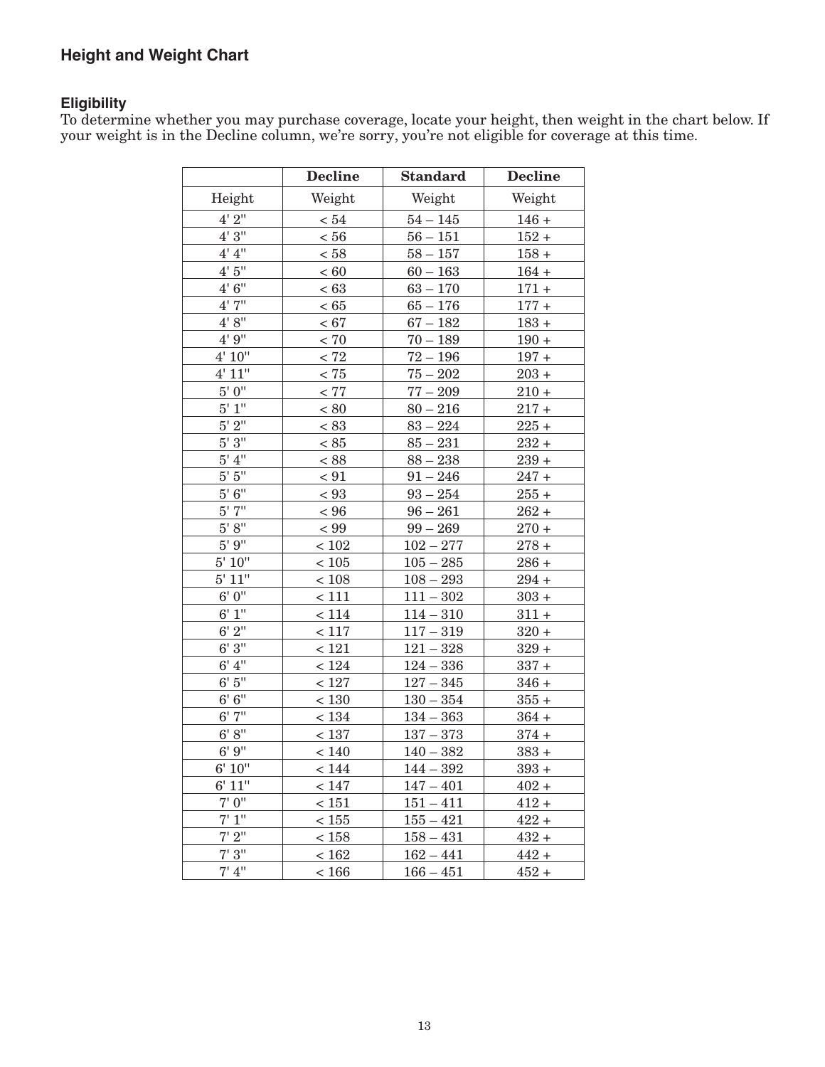## Height and Weight Chart

### Eligibility

To determine whether you may purchase coverage, locate your height, then weight in the chart below. If your weight is in the Decline column, we're sorry, you're not eligible for coverage at this time.

| | **Decline** | **Standard** | **Decline** |
|---|---|---|---|
| Height | Weight | Weight | Weight |
| 4' 2" | < 54 | 54 – 145 | 146 + |
| 4' 3" | < 56 | 56 – 151 | 152 + |
| 4' 4" | < 58 | 58 – 157 | 158 + |
| 4' 5" | < 60 | 60 – 163 | 164 + |
| 4' 6" | < 63 | 63 – 170 | 171 + |
| 4' 7" | < 65 | 65 – 176 | 177 + |
| 4' 8" | < 67 | 67 – 182 | 183 + |
| 4' 9" | < 70 | 70 – 189 | 190 + |
| 4' 10" | < 72 | 72 – 196 | 197 + |
| 4' 11" | < 75 | 75 – 202 | 203 + |
| 5' 0" | < 77 | 77 – 209 | 210 + |
| 5' 1" | < 80 | 80 – 216 | 217 + |
| 5' 2" | < 83 | 83 – 224 | 225 + |
| 5' 3" | < 85 | 85 – 231 | 232 + |
| 5' 4" | < 88 | 88 – 238 | 239 + |
| 5' 5" | < 91 | 91 – 246 | 247 + |
| 5' 6" | < 93 | 93 – 254 | 255 + |
| 5' 7" | < 96 | 96 – 261 | 262 + |
| 5' 8" | < 99 | 99 – 269 | 270 + |
| 5' 9" | < 102 | 102 – 277 | 278 + |
| 5' 10" | < 105 | 105 – 285 | 286 + |
| 5' 11" | < 108 | 108 – 293 | 294 + |
| 6' 0" | < 111 | 111 – 302 | 303 + |
| 6' 1" | < 114 | 114 – 310 | 311 + |
| 6' 2" | < 117 | 117 – 319 | 320 + |
| 6' 3" | < 121 | 121 – 328 | 329 + |
| 6' 4" | < 124 | 124 – 336 | 337 + |
| 6' 5" | < 127 | 127 – 345 | 346 + |
| 6' 6" | < 130 | 130 – 354 | 355 + |
| 6' 7" | < 134 | 134 – 363 | 364 + |
| 6' 8" | < 137 | 137 – 373 | 374 + |
| 6' 9" | < 140 | 140 – 382 | 383 + |
| 6' 10" | < 144 | 144 – 392 | 393 + |
| 6' 11" | < 147 | 147 – 401 | 402 + |
| 7' 0" | < 151 | 151 – 411 | 412 + |
| 7' 1" | < 155 | 155 – 421 | 422 + |
| 7' 2" | < 158 | 158 – 431 | 432 + |
| 7' 3" | < 162 | 162 – 441 | 442 + |
| 7' 4" | < 166 | 166 – 451 | 452 + |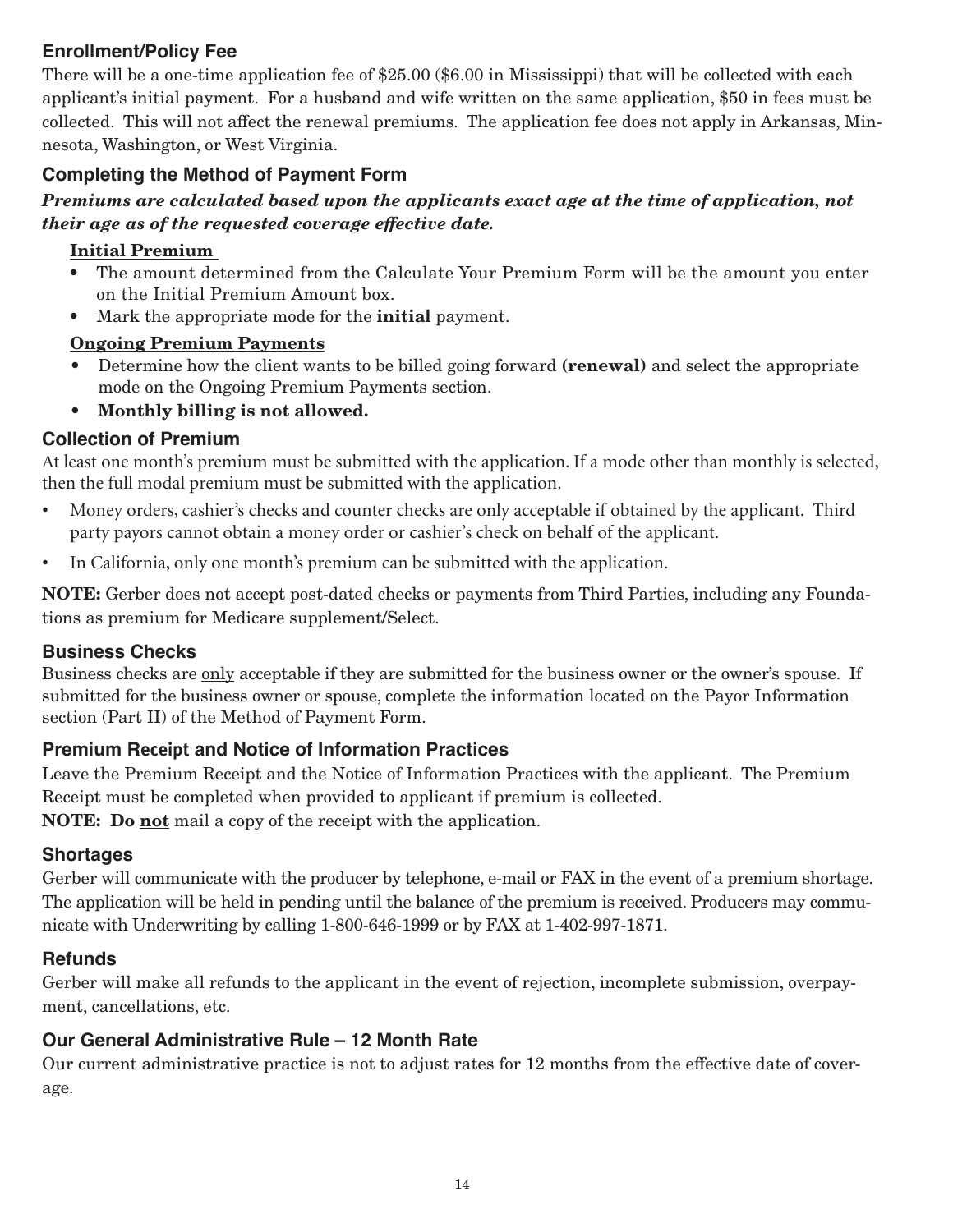## Enrollment/Policy Fee

There will be a one-time application fee of $25.00 ($6.00 in Mississippi) that will be collected with each applicant's initial payment. For a husband and wife written on the same application, $50 in fees must be collected. This will not affect the renewal premiums. The application fee does not apply in Arkansas, Minnesota, Washington, or West Virginia.

## Completing the Method of Payment Form

***Premiums are calculated based upon the applicants exact age at the time of application, not their age as of the requested coverage effective date.***

**Initial Premium**

- The amount determined from the Calculate Your Premium Form will be the amount you enter on the Initial Premium Amount box.
- Mark the appropriate mode for the **initial** payment.

**Ongoing Premium Payments**

- Determine how the client wants to be billed going forward **(renewal)** and select the appropriate mode on the Ongoing Premium Payments section.
- **Monthly billing is not allowed.**

## Collection of Premium

At least one month's premium must be submitted with the application. If a mode other than monthly is selected, then the full modal premium must be submitted with the application.

- Money orders, cashier's checks and counter checks are only acceptable if obtained by the applicant. Third party payors cannot obtain a money order or cashier's check on behalf of the applicant.
- In California, only one month's premium can be submitted with the application.

**NOTE:** Gerber does not accept post-dated checks or payments from Third Parties, including any Foundations as premium for Medicare supplement/Select.

## Business Checks

Business checks are only acceptable if they are submitted for the business owner or the owner's spouse. If submitted for the business owner or spouse, complete the information located on the Payor Information section (Part II) of the Method of Payment Form.

## Premium Receipt and Notice of Information Practices

Leave the Premium Receipt and the Notice of Information Practices with the applicant. The Premium Receipt must be completed when provided to applicant if premium is collected.

**NOTE: Do not** mail a copy of the receipt with the application.

## Shortages

Gerber will communicate with the producer by telephone, e-mail or FAX in the event of a premium shortage. The application will be held in pending until the balance of the premium is received. Producers may communicate with Underwriting by calling 1-800-646-1999 or by FAX at 1-402-997-1871.

## Refunds

Gerber will make all refunds to the applicant in the event of rejection, incomplete submission, overpayment, cancellations, etc.

## Our General Administrative Rule – 12 Month Rate

Our current administrative practice is not to adjust rates for 12 months from the effective date of coverage.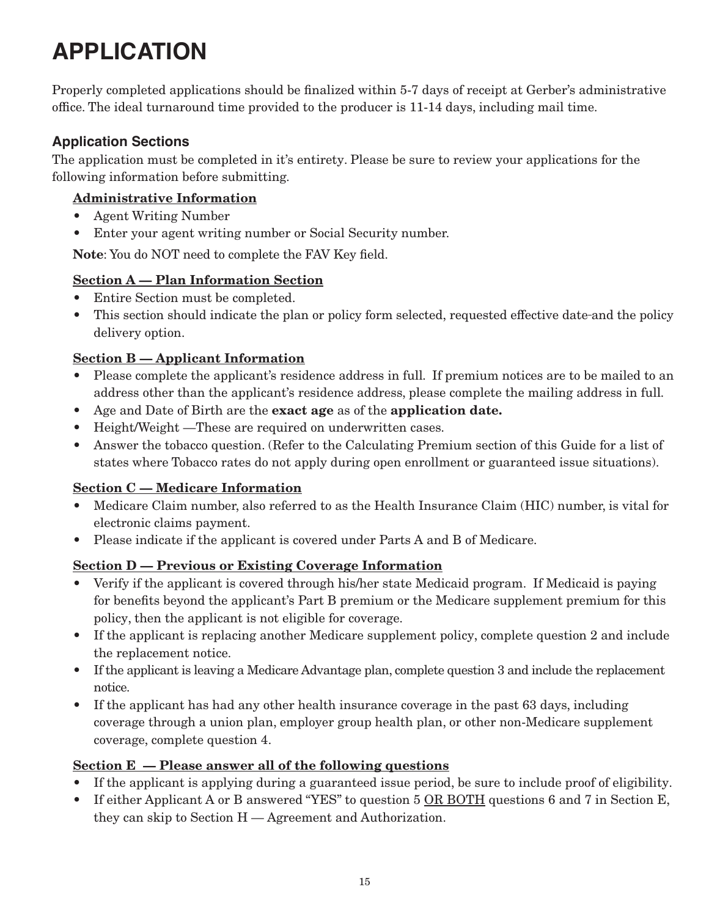# APPLICATION

Properly completed applications should be finalized within 5-7 days of receipt at Gerber's administrative office. The ideal turnaround time provided to the producer is 11-14 days, including mail time.

## Application Sections

The application must be completed in it's entirety. Please be sure to review your applications for the following information before submitting.

**Administrative Information**

- Agent Writing Number
- Enter your agent writing number or Social Security number.

**Note**: You do NOT need to complete the FAV Key field.

**Section A — Plan Information Section**

- Entire Section must be completed.
- This section should indicate the plan or policy form selected, requested effective date and the policy delivery option.

**Section B — Applicant Information**

- Please complete the applicant's residence address in full. If premium notices are to be mailed to an address other than the applicant's residence address, please complete the mailing address in full.
- Age and Date of Birth are the **exact age** as of the **application date.**
- Height/Weight —These are required on underwritten cases.
- Answer the tobacco question. (Refer to the Calculating Premium section of this Guide for a list of states where Tobacco rates do not apply during open enrollment or guaranteed issue situations).

**Section C — Medicare Information**

- Medicare Claim number, also referred to as the Health Insurance Claim (HIC) number, is vital for electronic claims payment.
- Please indicate if the applicant is covered under Parts A and B of Medicare.

**Section D — Previous or Existing Coverage Information**

- Verify if the applicant is covered through his/her state Medicaid program. If Medicaid is paying for benefits beyond the applicant's Part B premium or the Medicare supplement premium for this policy, then the applicant is not eligible for coverage.
- If the applicant is replacing another Medicare supplement policy, complete question 2 and include the replacement notice.
- If the applicant is leaving a Medicare Advantage plan, complete question 3 and include the replacement notice.
- If the applicant has had any other health insurance coverage in the past 63 days, including coverage through a union plan, employer group health plan, or other non-Medicare supplement coverage, complete question 4.

**Section E — Please answer all of the following questions**

- If the applicant is applying during a guaranteed issue period, be sure to include proof of eligibility.
- If either Applicant A or B answered "YES" to question 5 OR BOTH questions 6 and 7 in Section E, they can skip to Section H — Agreement and Authorization.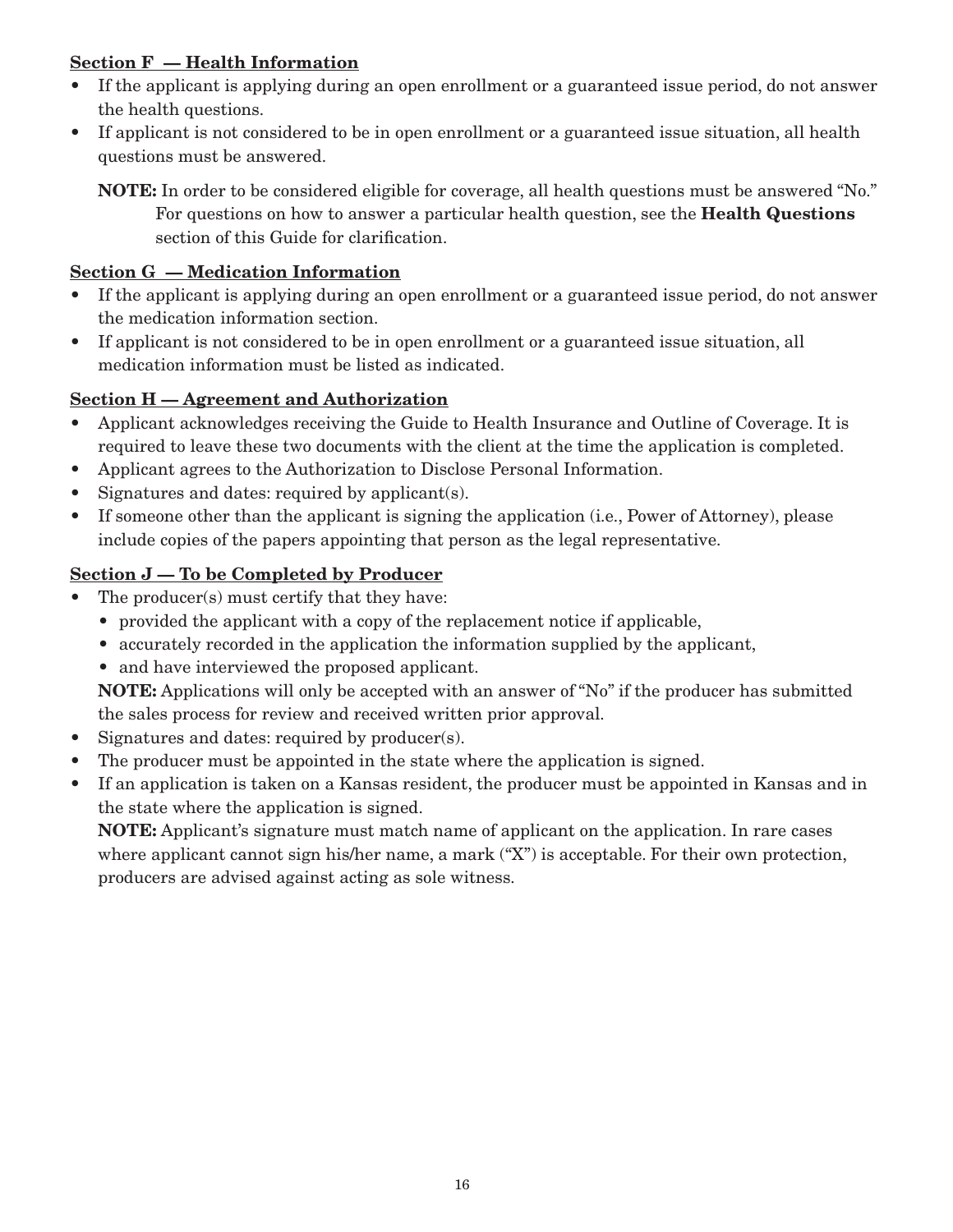### Section F — Health Information

- If the applicant is applying during an open enrollment or a guaranteed issue period, do not answer the health questions.
- If applicant is not considered to be in open enrollment or a guaranteed issue situation, all health questions must be answered.

  **NOTE:** In order to be considered eligible for coverage, all health questions must be answered "No." For questions on how to answer a particular health question, see the **Health Questions** section of this Guide for clarification.

### Section G — Medication Information

- If the applicant is applying during an open enrollment or a guaranteed issue period, do not answer the medication information section.
- If applicant is not considered to be in open enrollment or a guaranteed issue situation, all medication information must be listed as indicated.

### Section H — Agreement and Authorization

- Applicant acknowledges receiving the Guide to Health Insurance and Outline of Coverage. It is required to leave these two documents with the client at the time the application is completed.
- Applicant agrees to the Authorization to Disclose Personal Information.
- Signatures and dates: required by applicant(s).
- If someone other than the applicant is signing the application (i.e., Power of Attorney), please include copies of the papers appointing that person as the legal representative.

### Section J — To be Completed by Producer

- The producer(s) must certify that they have:
  - provided the applicant with a copy of the replacement notice if applicable,
  - accurately recorded in the application the information supplied by the applicant,
  - and have interviewed the proposed applicant.

  **NOTE:** Applications will only be accepted with an answer of "No" if the producer has submitted the sales process for review and received written prior approval.
- Signatures and dates: required by producer(s).
- The producer must be appointed in the state where the application is signed.
- If an application is taken on a Kansas resident, the producer must be appointed in Kansas and in the state where the application is signed.

  **NOTE:** Applicant's signature must match name of applicant on the application. In rare cases where applicant cannot sign his/her name, a mark ("X") is acceptable. For their own protection, producers are advised against acting as sole witness.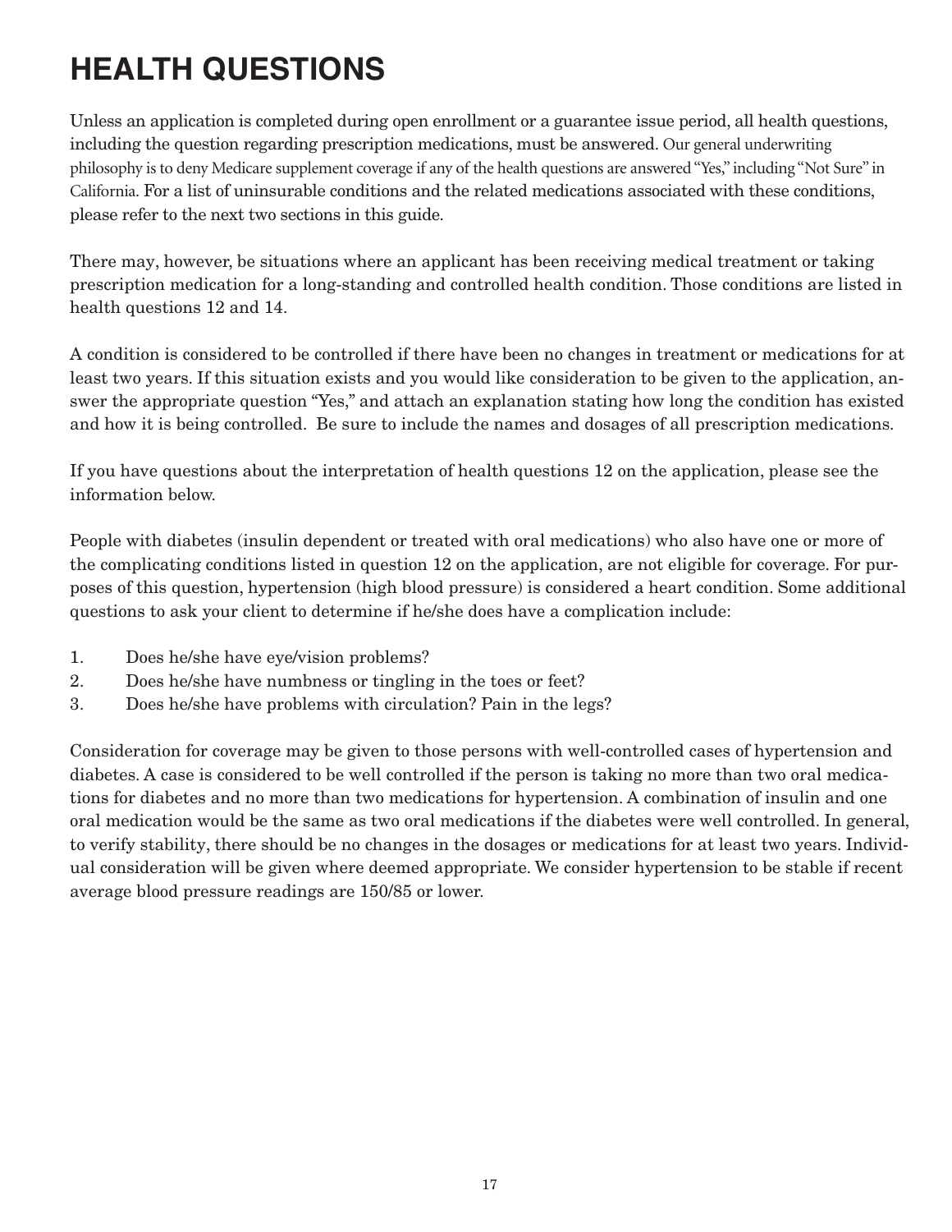# HEALTH QUESTIONS

Unless an application is completed during open enrollment or a guarantee issue period, all health questions, including the question regarding prescription medications, must be answered. Our general underwriting philosophy is to deny Medicare supplement coverage if any of the health questions are answered "Yes," including "Not Sure" in California. For a list of uninsurable conditions and the related medications associated with these conditions, please refer to the next two sections in this guide.

There may, however, be situations where an applicant has been receiving medical treatment or taking prescription medication for a long-standing and controlled health condition. Those conditions are listed in health questions 12 and 14.

A condition is considered to be controlled if there have been no changes in treatment or medications for at least two years. If this situation exists and you would like consideration to be given to the application, answer the appropriate question "Yes," and attach an explanation stating how long the condition has existed and how it is being controlled. Be sure to include the names and dosages of all prescription medications.

If you have questions about the interpretation of health questions 12 on the application, please see the information below.

People with diabetes (insulin dependent or treated with oral medications) who also have one or more of the complicating conditions listed in question 12 on the application, are not eligible for coverage. For purposes of this question, hypertension (high blood pressure) is considered a heart condition. Some additional questions to ask your client to determine if he/she does have a complication include:

1. Does he/she have eye/vision problems?
2. Does he/she have numbness or tingling in the toes or feet?
3. Does he/she have problems with circulation? Pain in the legs?

Consideration for coverage may be given to those persons with well-controlled cases of hypertension and diabetes. A case is considered to be well controlled if the person is taking no more than two oral medications for diabetes and no more than two medications for hypertension. A combination of insulin and one oral medication would be the same as two oral medications if the diabetes were well controlled. In general, to verify stability, there should be no changes in the dosages or medications for at least two years. Individual consideration will be given where deemed appropriate. We consider hypertension to be stable if recent average blood pressure readings are 150/85 or lower.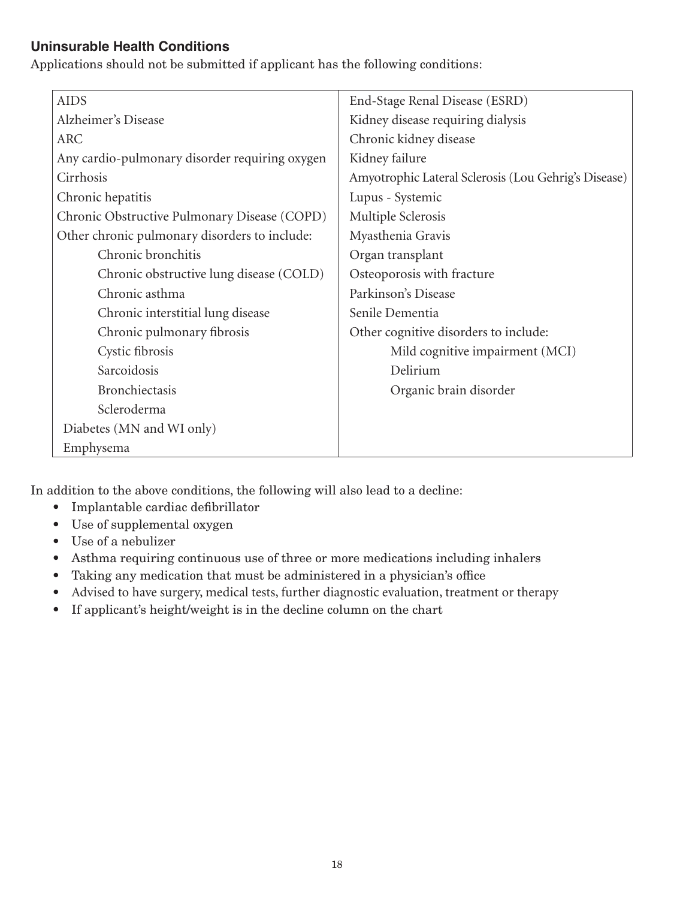### Uninsurable Health Conditions

Applications should not be submitted if applicant has the following conditions:

| | |
|---|---|
| AIDS | End-Stage Renal Disease (ESRD) |
| Alzheimer's Disease | Kidney disease requiring dialysis |
| ARC | Chronic kidney disease |
| Any cardio-pulmonary disorder requiring oxygen | Kidney failure |
| Cirrhosis | Amyotrophic Lateral Sclerosis (Lou Gehrig's Disease) |
| Chronic hepatitis | Lupus - Systemic |
| Chronic Obstructive Pulmonary Disease (COPD) | Multiple Sclerosis |
| Other chronic pulmonary disorders to include: | Myasthenia Gravis |
| Chronic bronchitis | Organ transplant |
| Chronic obstructive lung disease (COLD) | Osteoporosis with fracture |
| Chronic asthma | Parkinson's Disease |
| Chronic interstitial lung disease | Senile Dementia |
| Chronic pulmonary fibrosis | Other cognitive disorders to include: |
| Cystic fibrosis | Mild cognitive impairment (MCI) |
| Sarcoidosis | Delirium |
| Bronchiectasis | Organic brain disorder |
| Scleroderma | |
| Diabetes (MN and WI only) | |
| Emphysema | |

In addition to the above conditions, the following will also lead to a decline:

- Implantable cardiac defibrillator
- Use of supplemental oxygen
- Use of a nebulizer
- Asthma requiring continuous use of three or more medications including inhalers
- Taking any medication that must be administered in a physician's office
- Advised to have surgery, medical tests, further diagnostic evaluation, treatment or therapy
- If applicant's height/weight is in the decline column on the chart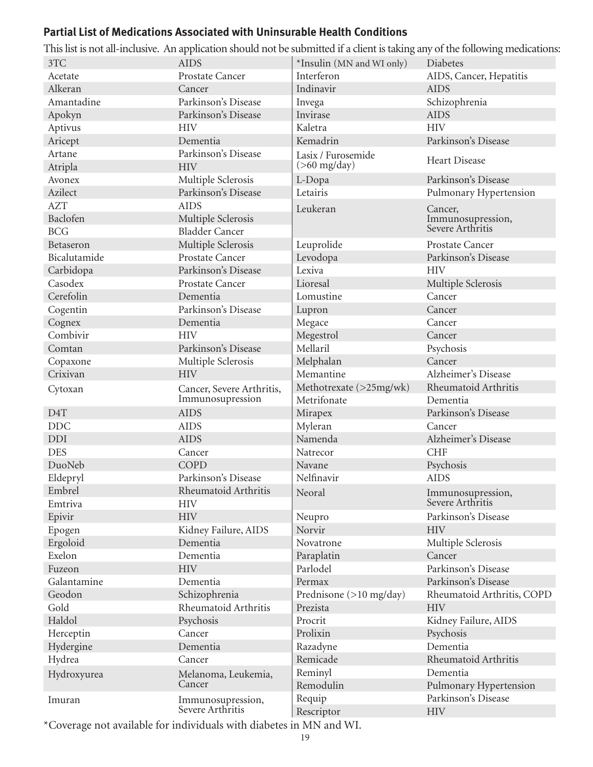### **Partial List of Medications Associated with Uninsurable Health Conditions**

This list is not all-inclusive. An application should not be submitted if a client is taking any of the following medications:

| Medication | Condition | Medication | Condition |
|---|---|---|---|
| 3TC | AIDS | *Insulin (MN and WI only) | Diabetes |
| Acetate | Prostate Cancer | Interferon | AIDS, Cancer, Hepatitis |
| Alkeran | Cancer | Indinavir | AIDS |
| Amantadine | Parkinson's Disease | Invega | Schizophrenia |
| Apokyn | Parkinson's Disease | Invirase | AIDS |
| Aptivus | HIV | Kaletra | HIV |
| Aricept | Dementia | Kemadrin | Parkinson's Disease |
| Artane | Parkinson's Disease | Lasix / Furosemide (>60 mg/day) | Heart Disease |
| Atripla | HIV | | |
| Avonex | Multiple Sclerosis | L-Dopa | Parkinson's Disease |
| Azilect | Parkinson's Disease | Letairis | Pulmonary Hypertension |
| AZT | AIDS | Leukeran | Cancer, Immunosupression, Severe Arthritis |
| Baclofen | Multiple Sclerosis | | |
| BCG | Bladder Cancer | | |
| Betaseron | Multiple Sclerosis | Leuprolide | Prostate Cancer |
| Bicalutamide | Prostate Cancer | Levodopa | Parkinson's Disease |
| Carbidopa | Parkinson's Disease | Lexiva | HIV |
| Casodex | Prostate Cancer | Lioresal | Multiple Sclerosis |
| Cerefolin | Dementia | Lomustine | Cancer |
| Cogentin | Parkinson's Disease | Lupron | Cancer |
| Cognex | Dementia | Megace | Cancer |
| Combivir | HIV | Megestrol | Cancer |
| Comtan | Parkinson's Disease | Mellaril | Psychosis |
| Copaxone | Multiple Sclerosis | Melphalan | Cancer |
| Crixivan | HIV | Memantine | Alzheimer's Disease |
| Cytoxan | Cancer, Severe Arthritis, Immunosupression | Methotrexate (>25mg/wk) | Rheumatoid Arthritis |
| | | Metrifonate | Dementia |
| D4T | AIDS | Mirapex | Parkinson's Disease |
| DDC | AIDS | Myleran | Cancer |
| DDI | AIDS | Namenda | Alzheimer's Disease |
| DES | Cancer | Natrecor | CHF |
| DuoNeb | COPD | Navane | Psychosis |
| Eldepryl | Parkinson's Disease | Nelfinavir | AIDS |
| Embrel | Rheumatoid Arthritis | Neoral | Immunosupression, Severe Arthritis |
| Emtriva | HIV | | |
| Epivir | HIV | Neupro | Parkinson's Disease |
| Epogen | Kidney Failure, AIDS | Norvir | HIV |
| Ergoloid | Dementia | Novatrone | Multiple Sclerosis |
| Exelon | Dementia | Paraplatin | Cancer |
| Fuzeon | HIV | Parlodel | Parkinson's Disease |
| Galantamine | Dementia | Permax | Parkinson's Disease |
| Geodon | Schizophrenia | Prednisone (>10 mg/day) | Rheumatoid Arthritis, COPD |
| Gold | Rheumatoid Arthritis | Prezista | HIV |
| Haldol | Psychosis | Procrit | Kidney Failure, AIDS |
| Herceptin | Cancer | Prolixin | Psychosis |
| Hydergine | Dementia | Razadyne | Dementia |
| Hydrea | Cancer | Remicade | Rheumatoid Arthritis |
| Hydroxyurea | Melanoma, Leukemia, Cancer | Reminyl | Dementia |
| | | Remodulin | Pulmonary Hypertension |
| Imuran | Immunosupression, Severe Arthritis | Requip | Parkinson's Disease |
| | | Rescriptor | HIV |

*Coverage not available for individuals with diabetes in MN and WI.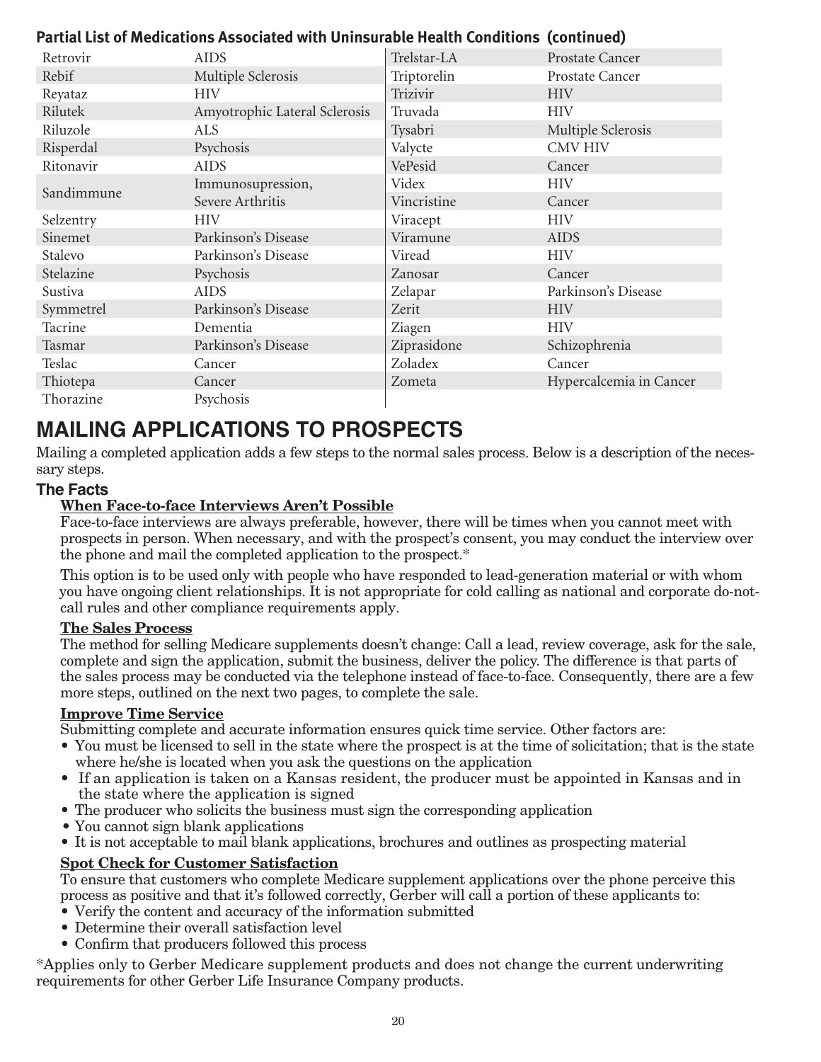**Partial List of Medications Associated with Uninsurable Health Conditions (continued)**

| Medication | Condition | Medication | Condition |
|---|---|---|---|
| Retrovir | AIDS | Trelstar-LA | Prostate Cancer |
| Rebif | Multiple Sclerosis | Triptorelin | Prostate Cancer |
| Reyataz | HIV | Trizivir | HIV |
| Rilutek | Amyotrophic Lateral Sclerosis | Truvada | HIV |
| Riluzole | ALS | Tysabri | Multiple Sclerosis |
| Risperdal | Psychosis | Valycte | CMV HIV |
| Ritonavir | AIDS | VePesid | Cancer |
| Sandimmune | Immunosupression, Severe Arthritis | Videx | HIV |
| | | Vincristine | Cancer |
| Selzentry | HIV | Viracept | HIV |
| Sinemet | Parkinson's Disease | Viramune | AIDS |
| Stalevo | Parkinson's Disease | Viread | HIV |
| Stelazine | Psychosis | Zanosar | Cancer |
| Sustiva | AIDS | Zelapar | Parkinson's Disease |
| Symmetrel | Parkinson's Disease | Zerit | HIV |
| Tacrine | Dementia | Ziagen | HIV |
| Tasmar | Parkinson's Disease | Ziprasidone | Schizophrenia |
| Teslac | Cancer | Zoladex | Cancer |
| Thiotepa | Cancer | Zometa | Hypercalcemia in Cancer |
| Thorazine | Psychosis | | |

# MAILING APPLICATIONS TO PROSPECTS

Mailing a completed application adds a few steps to the normal sales process. Below is a description of the necessary steps.

## The Facts

**When Face-to-face Interviews Aren't Possible**

Face-to-face interviews are always preferable, however, there will be times when you cannot meet with prospects in person. When necessary, and with the prospect's consent, you may conduct the interview over the phone and mail the completed application to the prospect.*

This option is to be used only with people who have responded to lead-generation material or with whom you have ongoing client relationships. It is not appropriate for cold calling as national and corporate do-not-call rules and other compliance requirements apply.

**The Sales Process**

The method for selling Medicare supplements doesn't change: Call a lead, review coverage, ask for the sale, complete and sign the application, submit the business, deliver the policy. The difference is that parts of the sales process may be conducted via the telephone instead of face-to-face. Consequently, there are a few more steps, outlined on the next two pages, to complete the sale.

**Improve Time Service**

Submitting complete and accurate information ensures quick time service. Other factors are:

- You must be licensed to sell in the state where the prospect is at the time of solicitation; that is the state where he/she is located when you ask the questions on the application
- If an application is taken on a Kansas resident, the producer must be appointed in Kansas and in the state where the application is signed
- The producer who solicits the business must sign the corresponding application
- You cannot sign blank applications
- It is not acceptable to mail blank applications, brochures and outlines as prospecting material

**Spot Check for Customer Satisfaction**

To ensure that customers who complete Medicare supplement applications over the phone perceive this process as positive and that it's followed correctly, Gerber will call a portion of these applicants to:

- Verify the content and accuracy of the information submitted
- Determine their overall satisfaction level
- Confirm that producers followed this process

*Applies only to Gerber Medicare supplement products and does not change the current underwriting requirements for other Gerber Life Insurance Company products.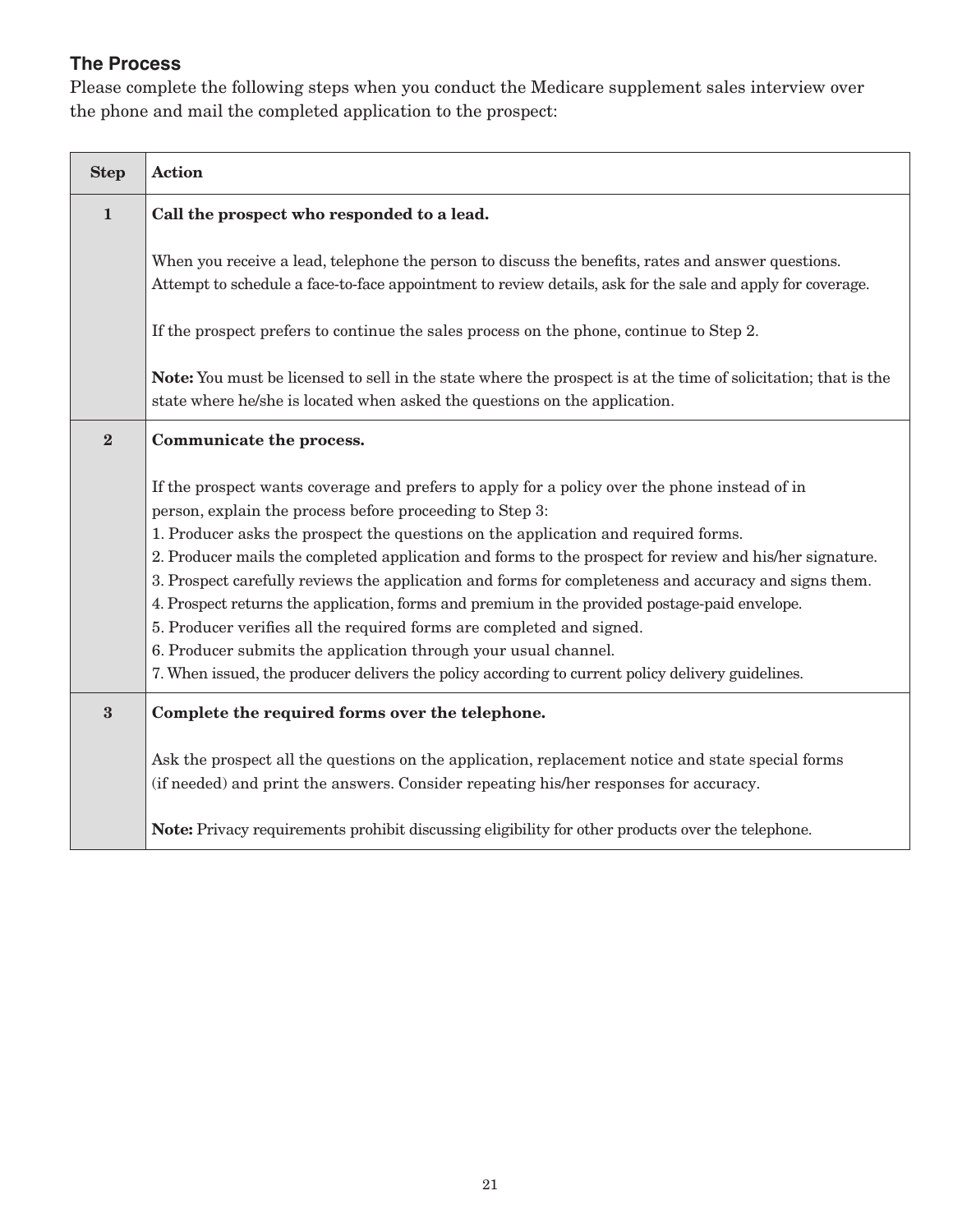### The Process

Please complete the following steps when you conduct the Medicare supplement sales interview over the phone and mail the completed application to the prospect:

| Step | Action |
|---|---|
| **1** | **Call the prospect who responded to a lead.**<br><br>When you receive a lead, telephone the person to discuss the benefits, rates and answer questions. Attempt to schedule a face-to-face appointment to review details, ask for the sale and apply for coverage.<br><br>If the prospect prefers to continue the sales process on the phone, continue to Step 2.<br><br>**Note:** You must be licensed to sell in the state where the prospect is at the time of solicitation; that is the state where he/she is located when asked the questions on the application. |
| **2** | **Communicate the process.**<br><br>If the prospect wants coverage and prefers to apply for a policy over the phone instead of in person, explain the process before proceeding to Step 3:<br>1. Producer asks the prospect the questions on the application and required forms.<br>2. Producer mails the completed application and forms to the prospect for review and his/her signature.<br>3. Prospect carefully reviews the application and forms for completeness and accuracy and signs them.<br>4. Prospect returns the application, forms and premium in the provided postage-paid envelope.<br>5. Producer verifies all the required forms are completed and signed.<br>6. Producer submits the application through your usual channel.<br>7. When issued, the producer delivers the policy according to current policy delivery guidelines. |
| **3** | **Complete the required forms over the telephone.**<br><br>Ask the prospect all the questions on the application, replacement notice and state special forms (if needed) and print the answers. Consider repeating his/her responses for accuracy.<br><br>**Note:** Privacy requirements prohibit discussing eligibility for other products over the telephone. |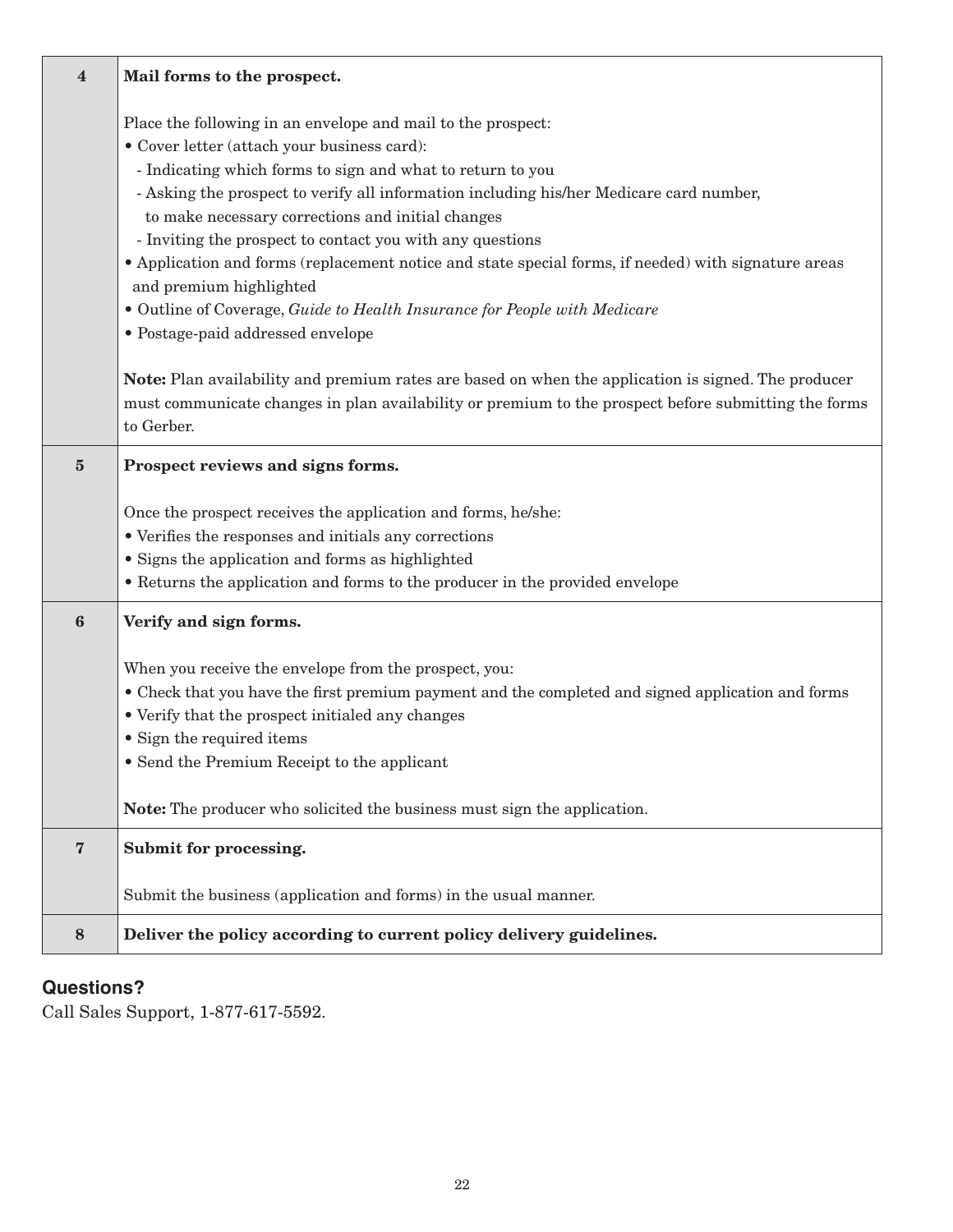| | |
|---|---|
| **4** | **Mail forms to the prospect.**<br><br>Place the following in an envelope and mail to the prospect:<br>• Cover letter (attach your business card):<br>- Indicating which forms to sign and what to return to you<br>- Asking the prospect to verify all information including his/her Medicare card number, to make necessary corrections and initial changes<br>- Inviting the prospect to contact you with any questions<br>• Application and forms (replacement notice and state special forms, if needed) with signature areas and premium highlighted<br>• Outline of Coverage, *Guide to Health Insurance for People with Medicare*<br>• Postage-paid addressed envelope<br><br>**Note:** Plan availability and premium rates are based on when the application is signed. The producer must communicate changes in plan availability or premium to the prospect before submitting the forms to Gerber. |
| **5** | **Prospect reviews and signs forms.**<br><br>Once the prospect receives the application and forms, he/she:<br>• Verifies the responses and initials any corrections<br>• Signs the application and forms as highlighted<br>• Returns the application and forms to the producer in the provided envelope |
| **6** | **Verify and sign forms.**<br><br>When you receive the envelope from the prospect, you:<br>• Check that you have the first premium payment and the completed and signed application and forms<br>• Verify that the prospect initialed any changes<br>• Sign the required items<br>• Send the Premium Receipt to the applicant<br><br>**Note:** The producer who solicited the business must sign the application. |
| **7** | **Submit for processing.**<br><br>Submit the business (application and forms) in the usual manner. |
| **8** | **Deliver the policy according to current policy delivery guidelines.** |

### Questions?

Call Sales Support, 1-877-617-5592.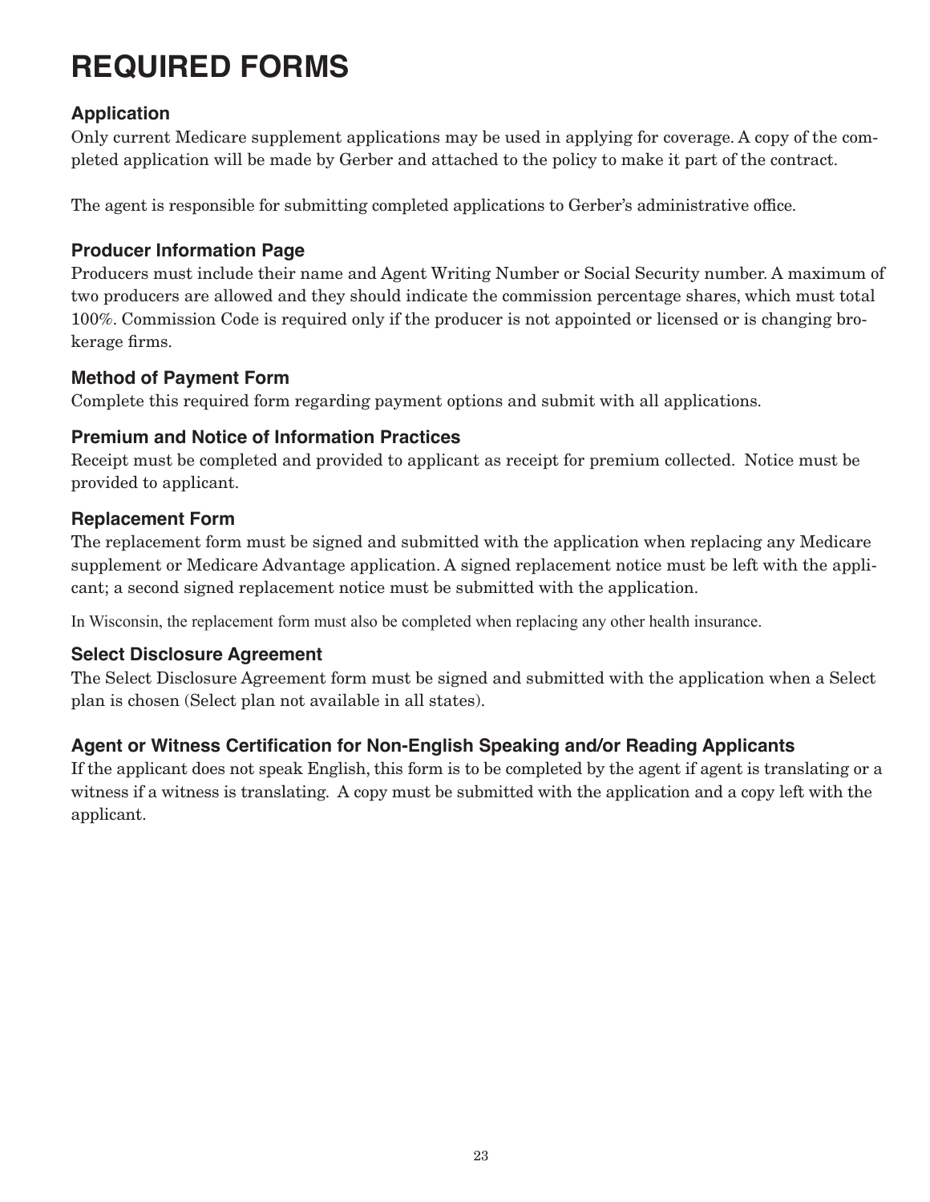# REQUIRED FORMS

### Application

Only current Medicare supplement applications may be used in applying for coverage. A copy of the completed application will be made by Gerber and attached to the policy to make it part of the contract.

The agent is responsible for submitting completed applications to Gerber's administrative office.

### Producer Information Page

Producers must include their name and Agent Writing Number or Social Security number. A maximum of two producers are allowed and they should indicate the commission percentage shares, which must total 100%. Commission Code is required only if the producer is not appointed or licensed or is changing brokerage firms.

### Method of Payment Form

Complete this required form regarding payment options and submit with all applications.

### Premium and Notice of Information Practices

Receipt must be completed and provided to applicant as receipt for premium collected. Notice must be provided to applicant.

### Replacement Form

The replacement form must be signed and submitted with the application when replacing any Medicare supplement or Medicare Advantage application. A signed replacement notice must be left with the applicant; a second signed replacement notice must be submitted with the application.

In Wisconsin, the replacement form must also be completed when replacing any other health insurance.

### Select Disclosure Agreement

The Select Disclosure Agreement form must be signed and submitted with the application when a Select plan is chosen (Select plan not available in all states).

### Agent or Witness Certification for Non-English Speaking and/or Reading Applicants

If the applicant does not speak English, this form is to be completed by the agent if agent is translating or a witness if a witness is translating. A copy must be submitted with the application and a copy left with the applicant.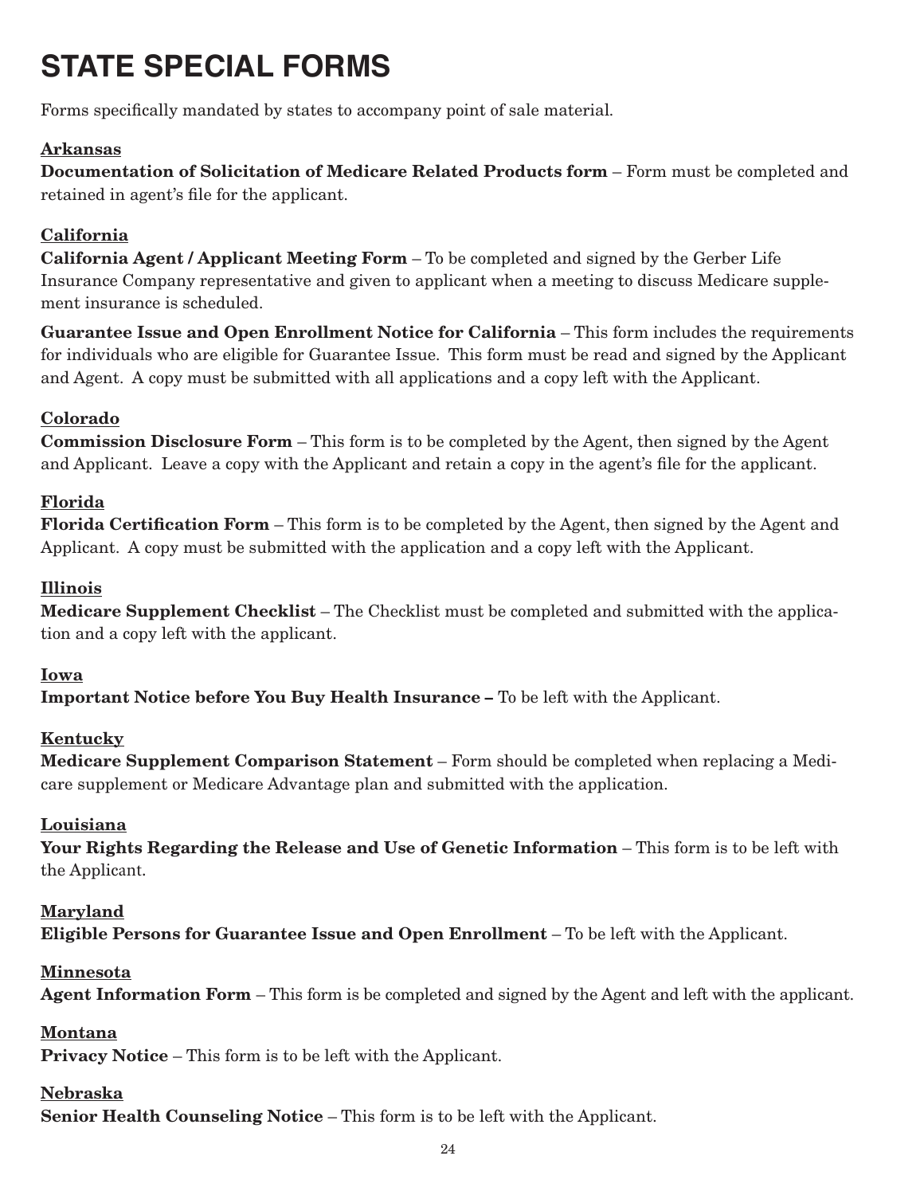# STATE SPECIAL FORMS

Forms specifically mandated by states to accompany point of sale material.

**Arkansas**

**Documentation of Solicitation of Medicare Related Products form** – Form must be completed and retained in agent's file for the applicant.

**California**

**California Agent / Applicant Meeting Form** – To be completed and signed by the Gerber Life Insurance Company representative and given to applicant when a meeting to discuss Medicare supplement insurance is scheduled.

**Guarantee Issue and Open Enrollment Notice for California** – This form includes the requirements for individuals who are eligible for Guarantee Issue. This form must be read and signed by the Applicant and Agent. A copy must be submitted with all applications and a copy left with the Applicant.

**Colorado**

**Commission Disclosure Form** – This form is to be completed by the Agent, then signed by the Agent and Applicant. Leave a copy with the Applicant and retain a copy in the agent's file for the applicant.

**Florida**

**Florida Certification Form** – This form is to be completed by the Agent, then signed by the Agent and Applicant. A copy must be submitted with the application and a copy left with the Applicant.

**Illinois**

**Medicare Supplement Checklist** – The Checklist must be completed and submitted with the application and a copy left with the applicant.

**Iowa**

**Important Notice before You Buy Health Insurance –** To be left with the Applicant.

**Kentucky**

**Medicare Supplement Comparison Statement** – Form should be completed when replacing a Medicare supplement or Medicare Advantage plan and submitted with the application.

**Louisiana**

**Your Rights Regarding the Release and Use of Genetic Information** – This form is to be left with the Applicant.

**Maryland**

**Eligible Persons for Guarantee Issue and Open Enrollment** – To be left with the Applicant.

**Minnesota**

**Agent Information Form** – This form is be completed and signed by the Agent and left with the applicant.

**Montana**

**Privacy Notice** – This form is to be left with the Applicant.

**Nebraska**

**Senior Health Counseling Notice** – This form is to be left with the Applicant.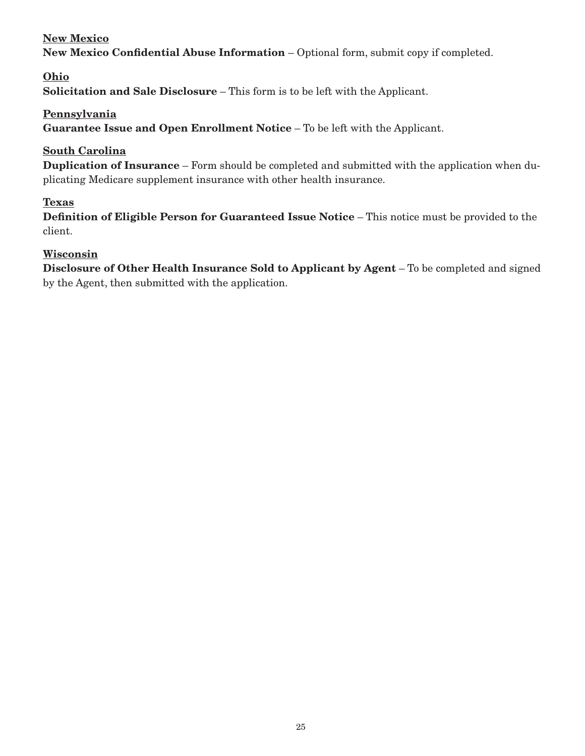**New Mexico**

**New Mexico Confidential Abuse Information** – Optional form, submit copy if completed.

**Ohio**

**Solicitation and Sale Disclosure** – This form is to be left with the Applicant.

**Pennsylvania**

**Guarantee Issue and Open Enrollment Notice** – To be left with the Applicant.

**South Carolina**

**Duplication of Insurance** – Form should be completed and submitted with the application when duplicating Medicare supplement insurance with other health insurance.

**Texas**

**Definition of Eligible Person for Guaranteed Issue Notice** – This notice must be provided to the client.

**Wisconsin**

**Disclosure of Other Health Insurance Sold to Applicant by Agent** – To be completed and signed by the Agent, then submitted with the application.